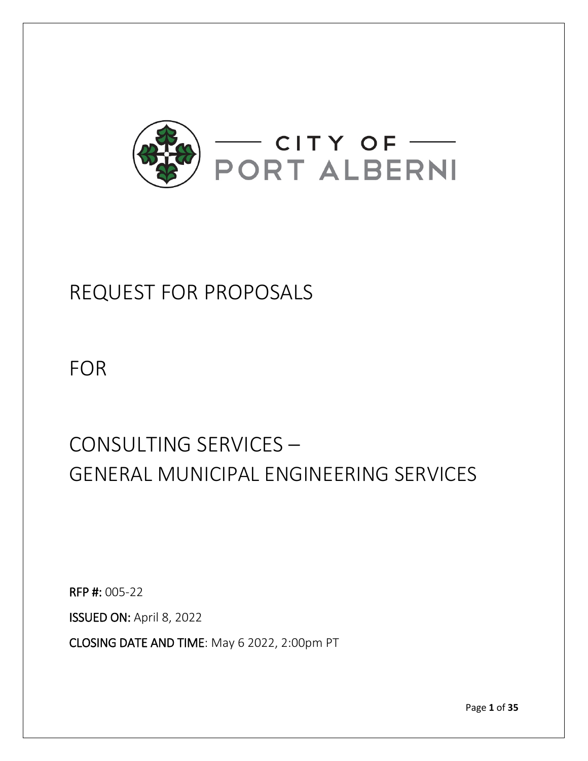CITY OF PORT ALBERNI

# REQUEST FOR PROPOSALS

# FOR

# CONSULTING SERVICES – GENERAL MUNICIPAL ENGINEERING SERVICES

**RFP #:** 005-22

**ISSUED ON:** April 8, 2022

**CLOSING DATE AND TIME**: May 6 2022, 2:00pm PT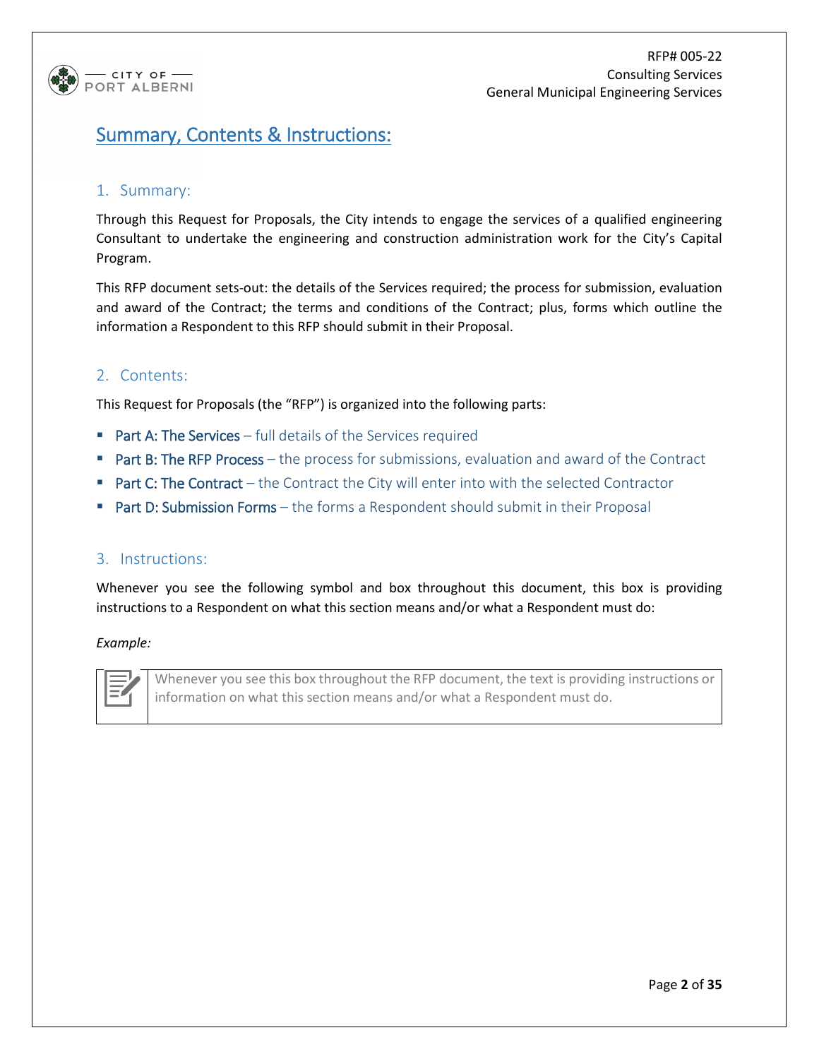## Summary, Contents & Instructions:

### 1. Summary:

Through this Request for Proposals, the City intends to engage the services of a qualified engineering Consultant to undertake the engineering and construction administration work for the City's Capital Program.

This RFP document sets-out: the details of the Services required; the process for submission, evaluation and award of the Contract; the terms and conditions of the Contract; plus, forms which outline the information a Respondent to this RFP should submit in their Proposal.

### 2. Contents:

This Request for Proposals (the "RFP") is organized into the following parts:

- Part A: The Services – full details of the Services required
- Part B: The RFP Process – the process for submissions, evaluation and award of the Contract
- Part C: The Contract – the Contract the City will enter into with the selected Contractor
- Part D: Submission Forms – the forms a Respondent should submit in their Proposal

### 3. Instructions:

Whenever you see the following symbol and box throughout this document, this box is providing instructions to a Respondent on what this section means and/or what a Respondent must do:

*Example:*

> Whenever you see this box throughout the RFP document, the text is providing instructions or information on what this section means and/or what a Respondent must do.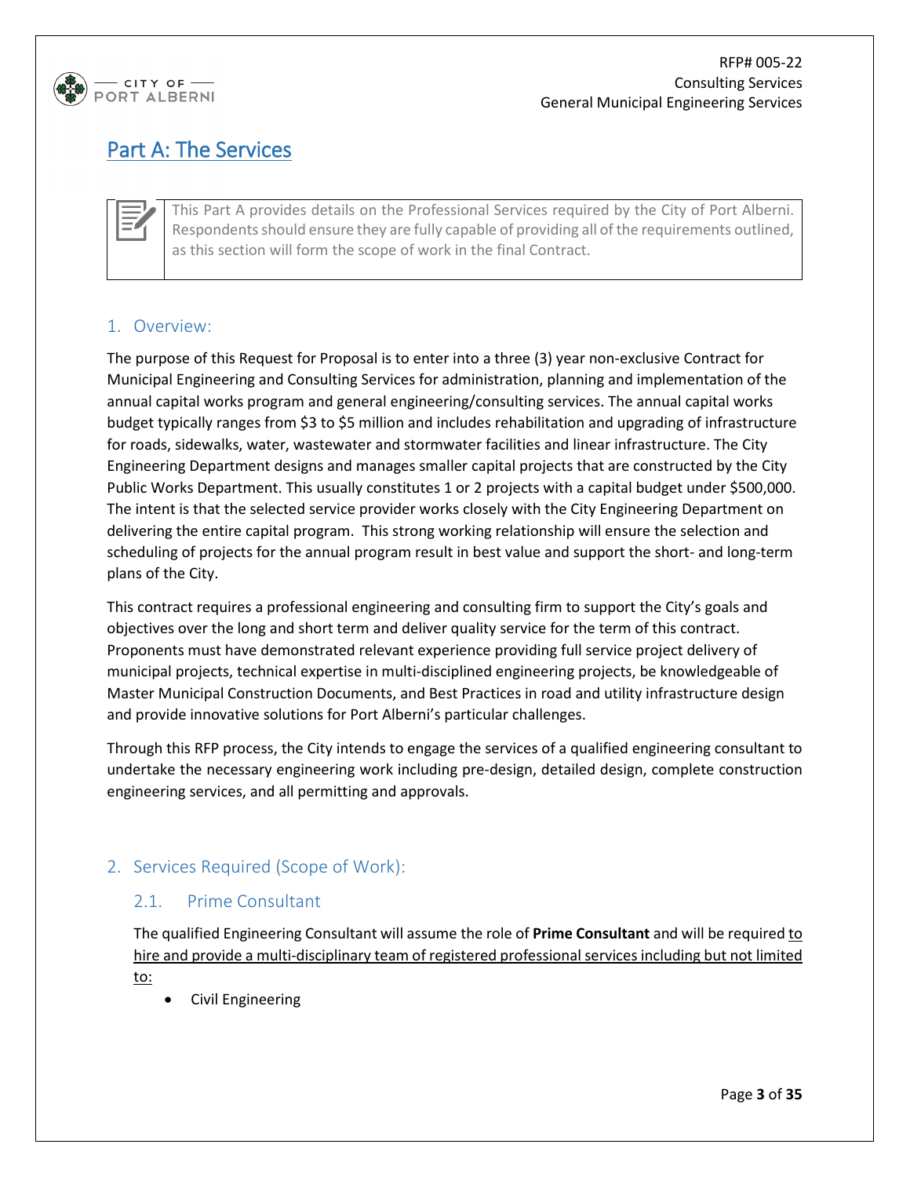# Part A: The Services

> This Part A provides details on the Professional Services required by the City of Port Alberni. Respondents should ensure they are fully capable of providing all of the requirements outlined, as this section will form the scope of work in the final Contract.

## 1. Overview:

The purpose of this Request for Proposal is to enter into a three (3) year non-exclusive Contract for Municipal Engineering and Consulting Services for administration, planning and implementation of the annual capital works program and general engineering/consulting services. The annual capital works budget typically ranges from $3 to $5 million and includes rehabilitation and upgrading of infrastructure for roads, sidewalks, water, wastewater and stormwater facilities and linear infrastructure. The City Engineering Department designs and manages smaller capital projects that are constructed by the City Public Works Department. This usually constitutes 1 or 2 projects with a capital budget under $500,000. The intent is that the selected service provider works closely with the City Engineering Department on delivering the entire capital program. This strong working relationship will ensure the selection and scheduling of projects for the annual program result in best value and support the short- and long-term plans of the City.

This contract requires a professional engineering and consulting firm to support the City's goals and objectives over the long and short term and deliver quality service for the term of this contract. Proponents must have demonstrated relevant experience providing full service project delivery of municipal projects, technical expertise in multi-disciplined engineering projects, be knowledgeable of Master Municipal Construction Documents, and Best Practices in road and utility infrastructure design and provide innovative solutions for Port Alberni's particular challenges.

Through this RFP process, the City intends to engage the services of a qualified engineering consultant to undertake the necessary engineering work including pre-design, detailed design, complete construction engineering services, and all permitting and approvals.

## 2. Services Required (Scope of Work):

### 2.1. Prime Consultant

The qualified Engineering Consultant will assume the role of **Prime Consultant** and will be required to hire and provide a multi-disciplinary team of registered professional services including but not limited to:

- Civil Engineering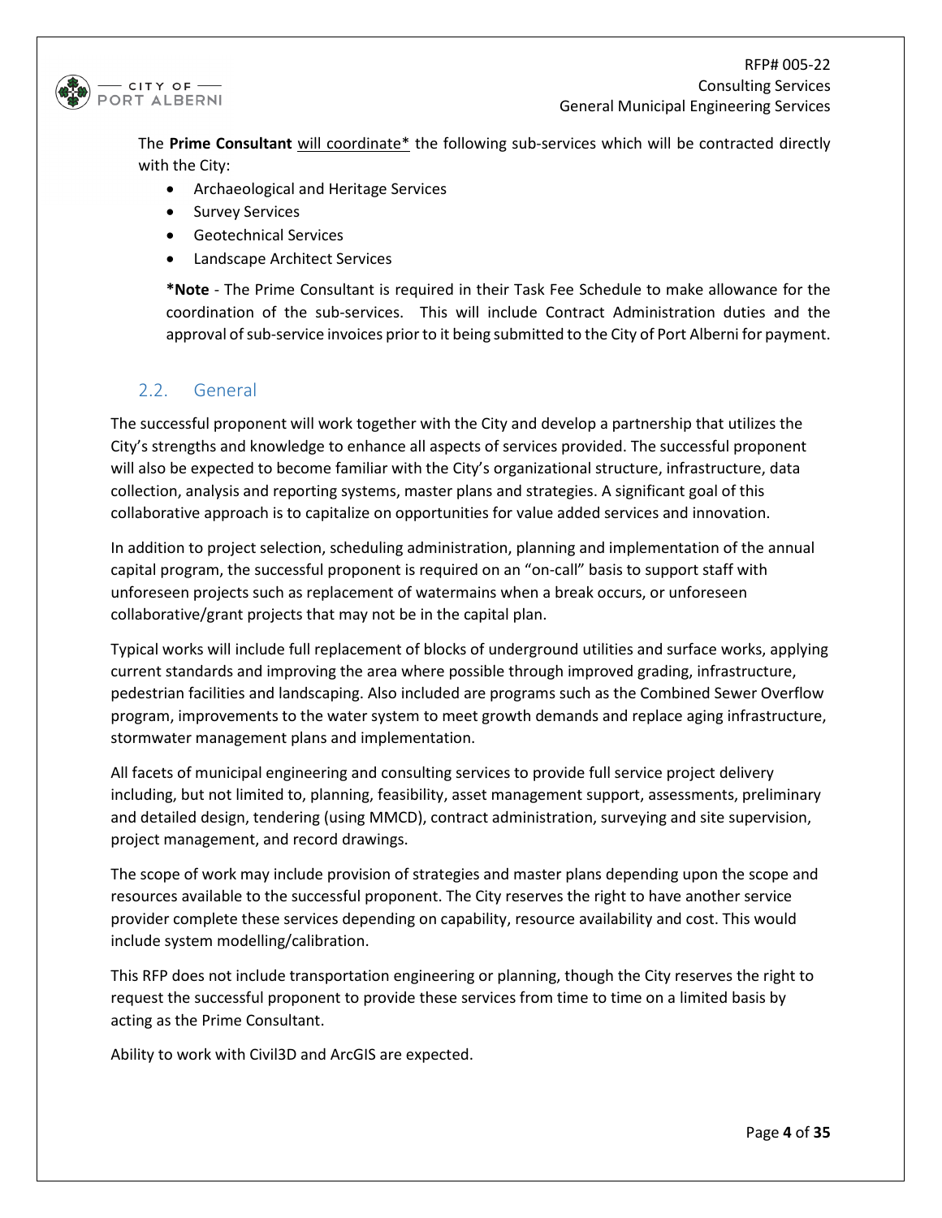The **Prime Consultant** will coordinate* the following sub-services which will be contracted directly with the City:

- Archaeological and Heritage Services
- Survey Services
- Geotechnical Services
- Landscape Architect Services

***Note** - The Prime Consultant is required in their Task Fee Schedule to make allowance for the coordination of the sub-services. This will include Contract Administration duties and the approval of sub-service invoices prior to it being submitted to the City of Port Alberni for payment.

## 2.2. General

The successful proponent will work together with the City and develop a partnership that utilizes the City's strengths and knowledge to enhance all aspects of services provided. The successful proponent will also be expected to become familiar with the City's organizational structure, infrastructure, data collection, analysis and reporting systems, master plans and strategies. A significant goal of this collaborative approach is to capitalize on opportunities for value added services and innovation.

In addition to project selection, scheduling administration, planning and implementation of the annual capital program, the successful proponent is required on an "on-call" basis to support staff with unforeseen projects such as replacement of watermains when a break occurs, or unforeseen collaborative/grant projects that may not be in the capital plan.

Typical works will include full replacement of blocks of underground utilities and surface works, applying current standards and improving the area where possible through improved grading, infrastructure, pedestrian facilities and landscaping. Also included are programs such as the Combined Sewer Overflow program, improvements to the water system to meet growth demands and replace aging infrastructure, stormwater management plans and implementation.

All facets of municipal engineering and consulting services to provide full service project delivery including, but not limited to, planning, feasibility, asset management support, assessments, preliminary and detailed design, tendering (using MMCD), contract administration, surveying and site supervision, project management, and record drawings.

The scope of work may include provision of strategies and master plans depending upon the scope and resources available to the successful proponent. The City reserves the right to have another service provider complete these services depending on capability, resource availability and cost. This would include system modelling/calibration.

This RFP does not include transportation engineering or planning, though the City reserves the right to request the successful proponent to provide these services from time to time on a limited basis by acting as the Prime Consultant.

Ability to work with Civil3D and ArcGIS are expected.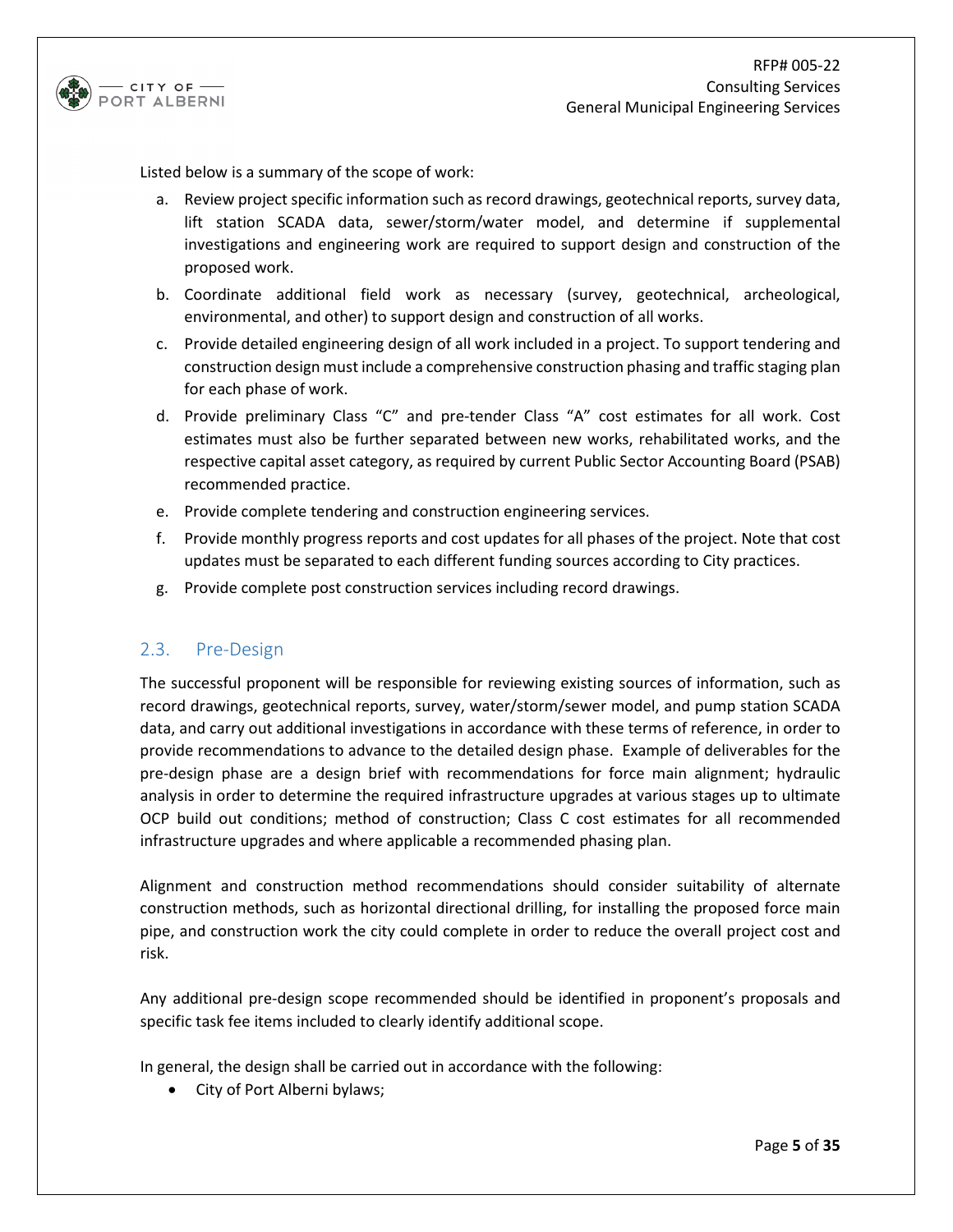Listed below is a summary of the scope of work:

a. Review project specific information such as record drawings, geotechnical reports, survey data, lift station SCADA data, sewer/storm/water model, and determine if supplemental investigations and engineering work are required to support design and construction of the proposed work.
b. Coordinate additional field work as necessary (survey, geotechnical, archeological, environmental, and other) to support design and construction of all works.
c. Provide detailed engineering design of all work included in a project. To support tendering and construction design must include a comprehensive construction phasing and traffic staging plan for each phase of work.
d. Provide preliminary Class "C" and pre-tender Class "A" cost estimates for all work. Cost estimates must also be further separated between new works, rehabilitated works, and the respective capital asset category, as required by current Public Sector Accounting Board (PSAB) recommended practice.
e. Provide complete tendering and construction engineering services.
f. Provide monthly progress reports and cost updates for all phases of the project. Note that cost updates must be separated to each different funding sources according to City practices.
g. Provide complete post construction services including record drawings.

## 2.3. Pre-Design

The successful proponent will be responsible for reviewing existing sources of information, such as record drawings, geotechnical reports, survey, water/storm/sewer model, and pump station SCADA data, and carry out additional investigations in accordance with these terms of reference, in order to provide recommendations to advance to the detailed design phase. Example of deliverables for the pre-design phase are a design brief with recommendations for force main alignment; hydraulic analysis in order to determine the required infrastructure upgrades at various stages up to ultimate OCP build out conditions; method of construction; Class C cost estimates for all recommended infrastructure upgrades and where applicable a recommended phasing plan.

Alignment and construction method recommendations should consider suitability of alternate construction methods, such as horizontal directional drilling, for installing the proposed force main pipe, and construction work the city could complete in order to reduce the overall project cost and risk.

Any additional pre-design scope recommended should be identified in proponent's proposals and specific task fee items included to clearly identify additional scope.

In general, the design shall be carried out in accordance with the following:

- City of Port Alberni bylaws;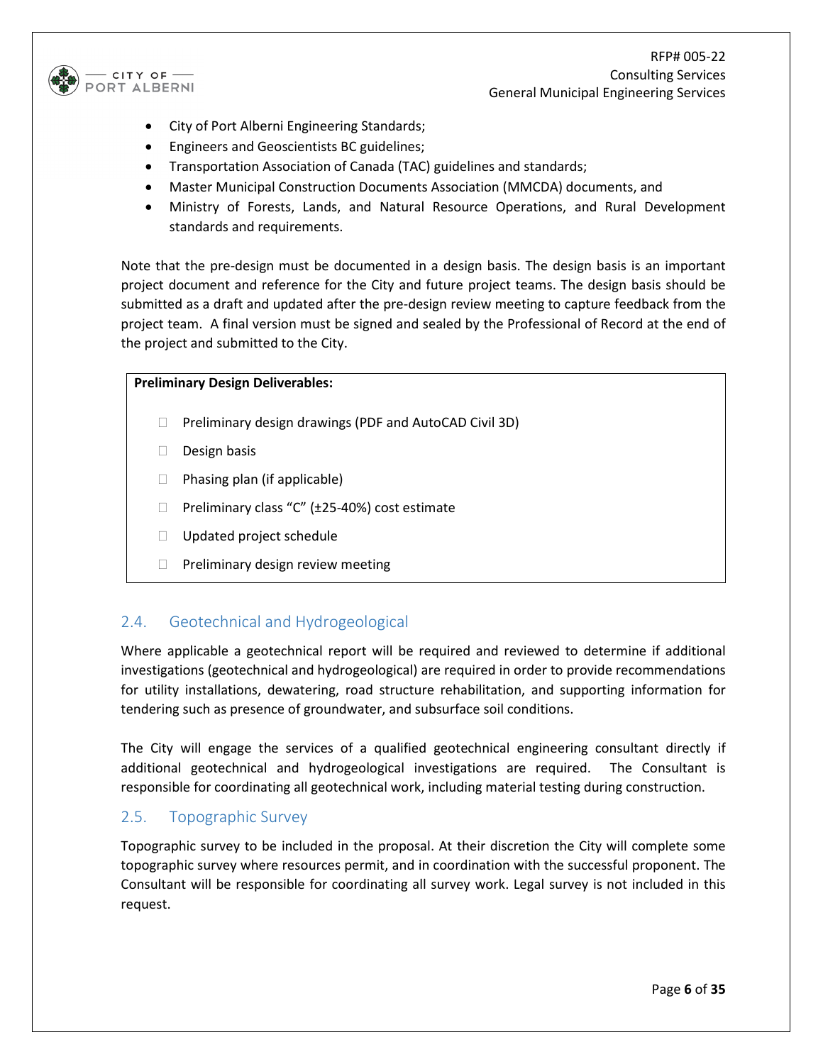- City of Port Alberni Engineering Standards;
- Engineers and Geoscientists BC guidelines;
- Transportation Association of Canada (TAC) guidelines and standards;
- Master Municipal Construction Documents Association (MMCDA) documents, and
- Ministry of Forests, Lands, and Natural Resource Operations, and Rural Development standards and requirements.

Note that the pre-design must be documented in a design basis. The design basis is an important project document and reference for the City and future project teams. The design basis should be submitted as a draft and updated after the pre-design review meeting to capture feedback from the project team. A final version must be signed and sealed by the Professional of Record at the end of the project and submitted to the City.

**Preliminary Design Deliverables:**

- ☐ Preliminary design drawings (PDF and AutoCAD Civil 3D)
- ☐ Design basis
- ☐ Phasing plan (if applicable)
- ☐ Preliminary class "C" (±25-40%) cost estimate
- ☐ Updated project schedule
- ☐ Preliminary design review meeting

## 2.4. Geotechnical and Hydrogeological

Where applicable a geotechnical report will be required and reviewed to determine if additional investigations (geotechnical and hydrogeological) are required in order to provide recommendations for utility installations, dewatering, road structure rehabilitation, and supporting information for tendering such as presence of groundwater, and subsurface soil conditions.

The City will engage the services of a qualified geotechnical engineering consultant directly if additional geotechnical and hydrogeological investigations are required. The Consultant is responsible for coordinating all geotechnical work, including material testing during construction.

## 2.5. Topographic Survey

Topographic survey to be included in the proposal. At their discretion the City will complete some topographic survey where resources permit, and in coordination with the successful proponent. The Consultant will be responsible for coordinating all survey work. Legal survey is not included in this request.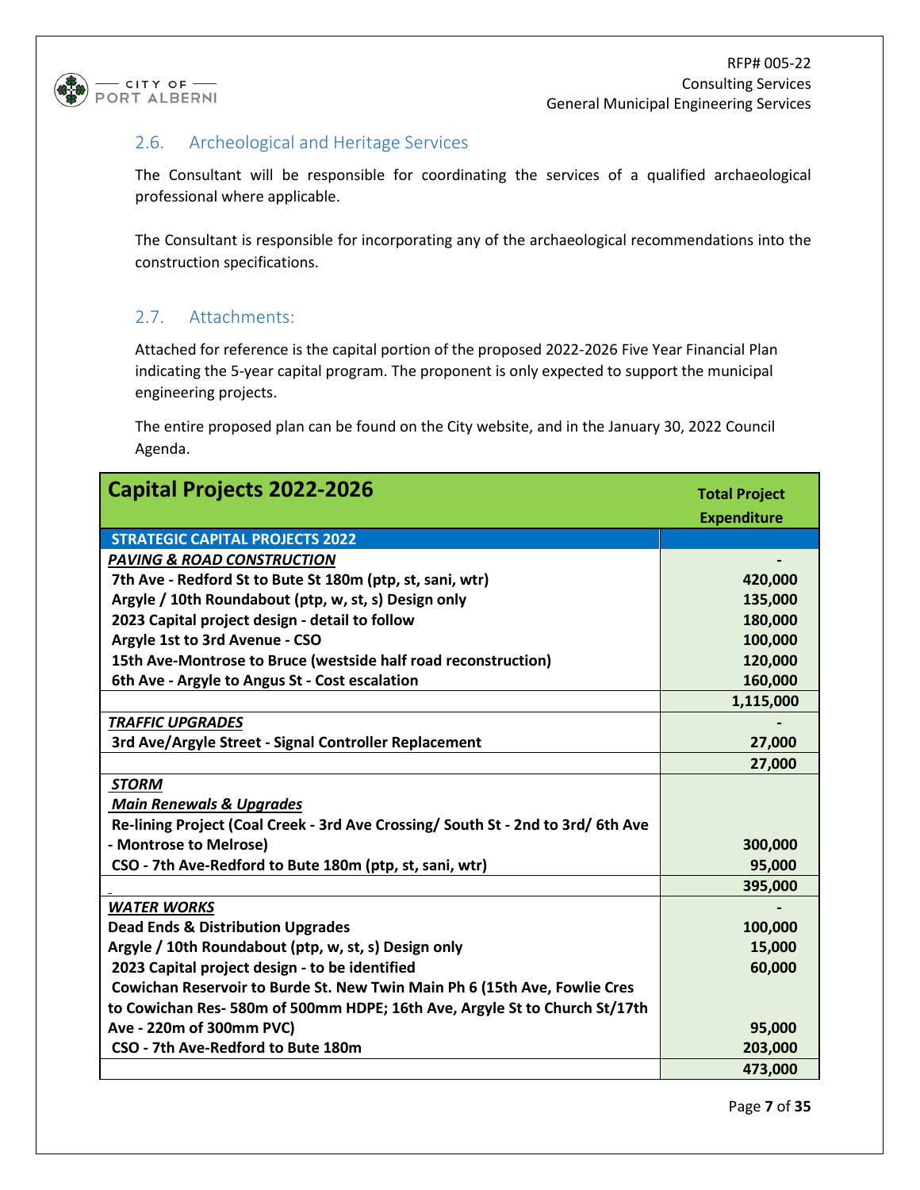## 2.6. Archeological and Heritage Services

The Consultant will be responsible for coordinating the services of a qualified archaeological professional where applicable.

The Consultant is responsible for incorporating any of the archaeological recommendations into the construction specifications.

## 2.7. Attachments:

Attached for reference is the capital portion of the proposed 2022-2026 Five Year Financial Plan indicating the 5-year capital program. The proponent is only expected to support the municipal engineering projects.

The entire proposed plan can be found on the City website, and in the January 30, 2022 Council Agenda.

| **Capital Projects 2022-2026** | **Total Project Expenditure** |
|---|---|
| **STRATEGIC CAPITAL PROJECTS 2022** | |
| ***PAVING & ROAD CONSTRUCTION*** | - |
| **7th Ave - Redford St to Bute St 180m (ptp, st, sani, wtr)** | **420,000** |
| **Argyle / 10th Roundabout (ptp, w, st, s) Design only** | **135,000** |
| **2023 Capital project design - detail to follow** | **180,000** |
| **Argyle 1st to 3rd Avenue - CSO** | **100,000** |
| **15th Ave-Montrose to Bruce (westside half road reconstruction)** | **120,000** |
| **6th Ave - Argyle to Angus St - Cost escalation** | **160,000** |
| | **1,115,000** |
| ***TRAFFIC UPGRADES*** | - |
| **3rd Ave/Argyle Street - Signal Controller Replacement** | **27,000** |
| | **27,000** |
| ***STORM*** | |
| ***Main Renewals & Upgrades*** | |
| **Re-lining Project (Coal Creek - 3rd Ave Crossing/ South St - 2nd to 3rd/ 6th Ave - Montrose to Melrose)** | **300,000** |
| **CSO - 7th Ave-Redford to Bute 180m (ptp, st, sani, wtr)** | **95,000** |
| | **395,000** |
| ***WATER WORKS*** | - |
| **Dead Ends & Distribution Upgrades** | **100,000** |
| **Argyle / 10th Roundabout (ptp, w, st, s) Design only** | **15,000** |
| **2023 Capital project design - to be identified** | **60,000** |
| **Cowichan Reservoir to Burde St. New Twin Main Ph 6 (15th Ave, Fowlie Cres to Cowichan Res- 580m of 500mm HDPE; 16th Ave, Argyle St to Church St/17th Ave - 220m of 300mm PVC)** | **95,000** |
| **CSO - 7th Ave-Redford to Bute 180m** | **203,000** |
| | **473,000** |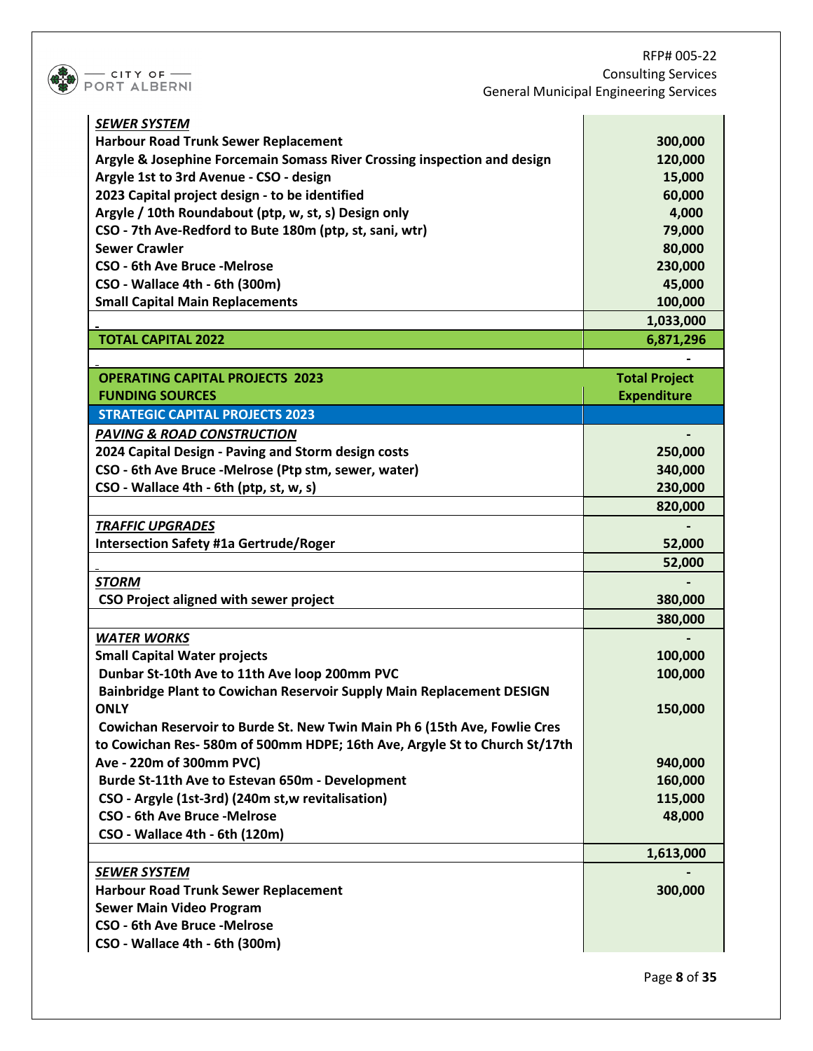| | |
|---|---|
| ***SEWER SYSTEM*** | |
| **Harbour Road Trunk Sewer Replacement** | **300,000** |
| **Argyle & Josephine Forcemain Somass River Crossing inspection and design** | **120,000** |
| **Argyle 1st to 3rd Avenue - CSO - design** | **15,000** |
| **2023 Capital project design - to be identified** | **60,000** |
| **Argyle / 10th Roundabout (ptp, w, st, s) Design only** | **4,000** |
| **CSO - 7th Ave-Redford to Bute 180m (ptp, st, sani, wtr)** | **79,000** |
| **Sewer Crawler** | **80,000** |
| **CSO - 6th Ave Bruce -Melrose** | **230,000** |
| **CSO - Wallace 4th - 6th (300m)** | **45,000** |
| **Small Capital Main Replacements** | **100,000** |
| | **1,033,000** |
| **TOTAL CAPITAL 2022** | **6,871,296** |
| | **-** |
| **OPERATING CAPITAL PROJECTS 2023**<br>**FUNDING SOURCES** | **Total Project Expenditure** |
| **STRATEGIC CAPITAL PROJECTS 2023** | |
| ***PAVING & ROAD CONSTRUCTION*** | **-** |
| **2024 Capital Design - Paving and Storm design costs** | **250,000** |
| **CSO - 6th Ave Bruce -Melrose (Ptp stm, sewer, water)** | **340,000** |
| **CSO - Wallace 4th - 6th (ptp, st, w, s)** | **230,000** |
| | **820,000** |
| ***TRAFFIC UPGRADES*** | **-** |
| **Intersection Safety #1a Gertrude/Roger** | **52,000** |
| | **52,000** |
| ***STORM*** | **-** |
| **CSO Project aligned with sewer project** | **380,000** |
| | **380,000** |
| ***WATER WORKS*** | **-** |
| **Small Capital Water projects** | **100,000** |
| **Dunbar St-10th Ave to 11th Ave loop 200mm PVC** | **100,000** |
| **Bainbridge Plant to Cowichan Reservoir Supply Main Replacement DESIGN ONLY** | **150,000** |
| **Cowichan Reservoir to Burde St. New Twin Main Ph 6 (15th Ave, Fowlie Cres to Cowichan Res- 580m of 500mm HDPE; 16th Ave, Argyle St to Church St/17th Ave - 220m of 300mm PVC)** | **940,000** |
| **Burde St-11th Ave to Estevan 650m - Development** | **160,000** |
| **CSO - Argyle (1st-3rd) (240m st,w revitalisation)** | **115,000** |
| **CSO - 6th Ave Bruce -Melrose** | **48,000** |
| **CSO - Wallace 4th - 6th (120m)** | |
| | **1,613,000** |
| ***SEWER SYSTEM*** | **-** |
| **Harbour Road Trunk Sewer Replacement** | **300,000** |
| **Sewer Main Video Program** | |
| **CSO - 6th Ave Bruce -Melrose** | |
| **CSO - Wallace 4th - 6th (300m)** | |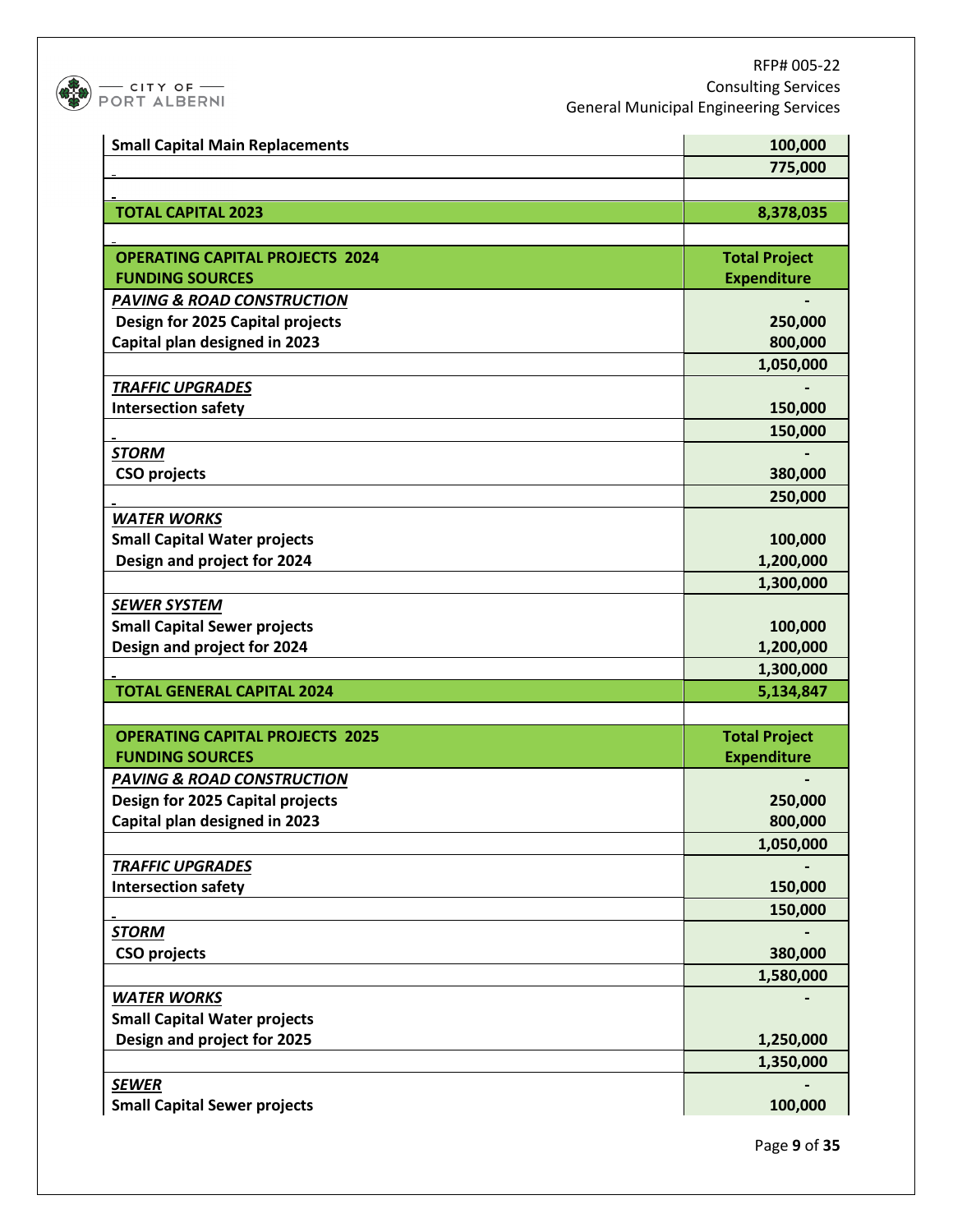| | |
|---|---|
| **Small Capital Main Replacements** | **100,000** |
| | **775,000** |
| | |
| **TOTAL CAPITAL 2023** | **8,378,035** |
| | |
| **OPERATING CAPITAL PROJECTS 2024 FUNDING SOURCES** | **Total Project Expenditure** |
| ***PAVING & ROAD CONSTRUCTION*** | **-** |
| **Design for 2025 Capital projects** | **250,000** |
| **Capital plan designed in 2023** | **800,000** |
| | **1,050,000** |
| ***TRAFFIC UPGRADES*** | **-** |
| **Intersection safety** | **150,000** |
| | **150,000** |
| ***STORM*** | **-** |
| **CSO projects** | **380,000** |
| | **250,000** |
| ***WATER WORKS*** | |
| **Small Capital Water projects** | **100,000** |
| **Design and project for 2024** | **1,200,000** |
| | **1,300,000** |
| ***SEWER SYSTEM*** | |
| **Small Capital Sewer projects** | **100,000** |
| **Design and project for 2024** | **1,200,000** |
| | **1,300,000** |
| **TOTAL GENERAL CAPITAL 2024** | **5,134,847** |
| | |
| **OPERATING CAPITAL PROJECTS 2025 FUNDING SOURCES** | **Total Project Expenditure** |
| ***PAVING & ROAD CONSTRUCTION*** | **-** |
| **Design for 2025 Capital projects** | **250,000** |
| **Capital plan designed in 2023** | **800,000** |
| | **1,050,000** |
| ***TRAFFIC UPGRADES*** | **-** |
| **Intersection safety** | **150,000** |
| | **150,000** |
| ***STORM*** | **-** |
| **CSO projects** | **380,000** |
| | **1,580,000** |
| ***WATER WORKS*** | **-** |
| **Small Capital Water projects** | |
| **Design and project for 2025** | **1,250,000** |
| | **1,350,000** |
| ***SEWER*** | **-** |
| **Small Capital Sewer projects** | **100,000** |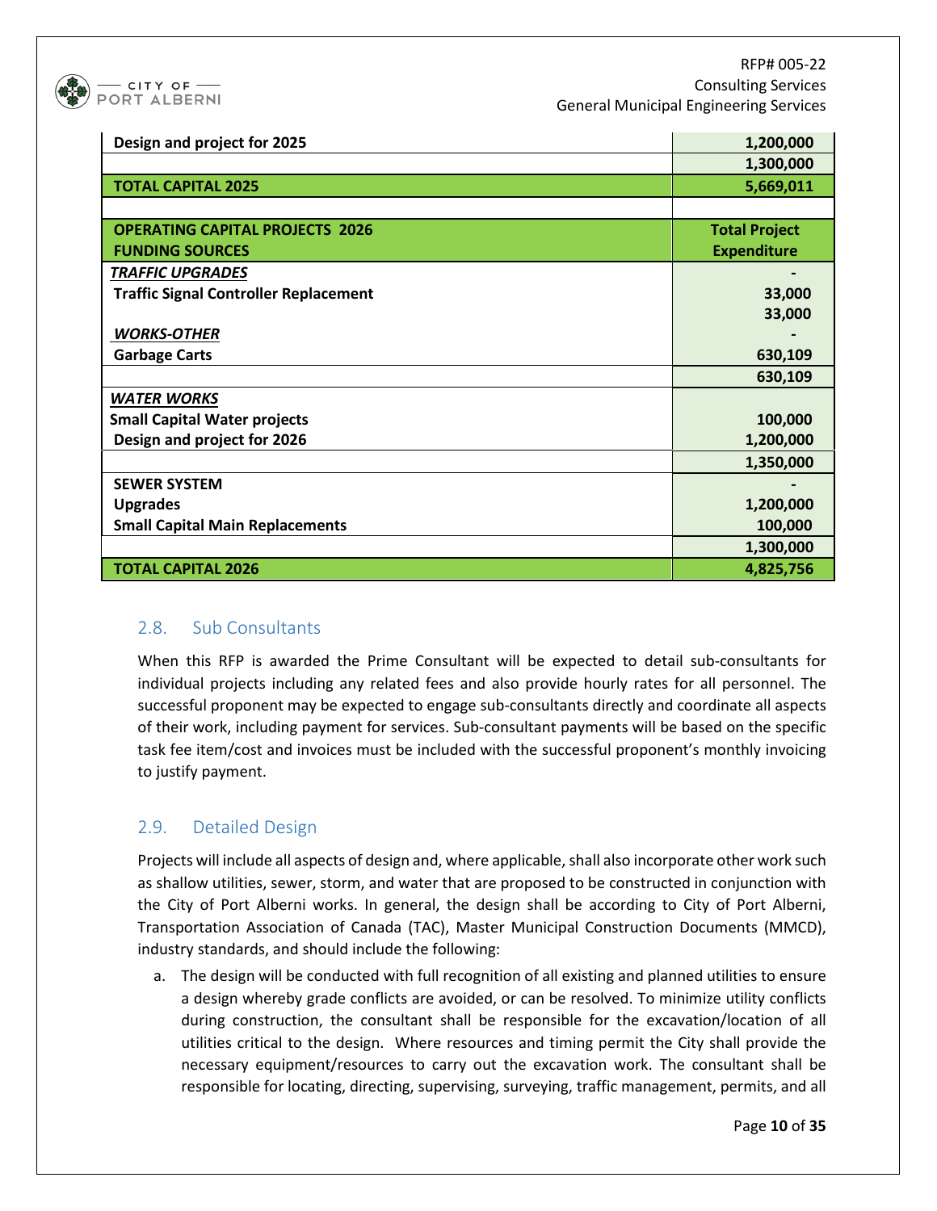| Design and project for 2025 | 1,200,000 |
|---|---|
| | 1,300,000 |
| **TOTAL CAPITAL 2025** | **5,669,011** |
| | |
| **OPERATING CAPITAL PROJECTS 2026 FUNDING SOURCES** | **Total Project Expenditure** |
| ***TRAFFIC UPGRADES*** | - |
| **Traffic Signal Controller Replacement** | 33,000 |
| | 33,000 |
| ***WORKS-OTHER*** | - |
| **Garbage Carts** | 630,109 |
| | 630,109 |
| ***WATER WORKS*** | |
| **Small Capital Water projects** | 100,000 |
| **Design and project for 2026** | 1,200,000 |
| | 1,350,000 |
| **SEWER SYSTEM** | - |
| **Upgrades** | 1,200,000 |
| **Small Capital Main Replacements** | 100,000 |
| | 1,300,000 |
| **TOTAL CAPITAL 2026** | **4,825,756** |

## 2.8. Sub Consultants

When this RFP is awarded the Prime Consultant will be expected to detail sub-consultants for individual projects including any related fees and also provide hourly rates for all personnel. The successful proponent may be expected to engage sub-consultants directly and coordinate all aspects of their work, including payment for services. Sub-consultant payments will be based on the specific task fee item/cost and invoices must be included with the successful proponent's monthly invoicing to justify payment.

## 2.9. Detailed Design

Projects will include all aspects of design and, where applicable, shall also incorporate other work such as shallow utilities, sewer, storm, and water that are proposed to be constructed in conjunction with the City of Port Alberni works. In general, the design shall be according to City of Port Alberni, Transportation Association of Canada (TAC), Master Municipal Construction Documents (MMCD), industry standards, and should include the following:

a. The design will be conducted with full recognition of all existing and planned utilities to ensure a design whereby grade conflicts are avoided, or can be resolved. To minimize utility conflicts during construction, the consultant shall be responsible for the excavation/location of all utilities critical to the design. Where resources and timing permit the City shall provide the necessary equipment/resources to carry out the excavation work. The consultant shall be responsible for locating, directing, supervising, surveying, traffic management, permits, and all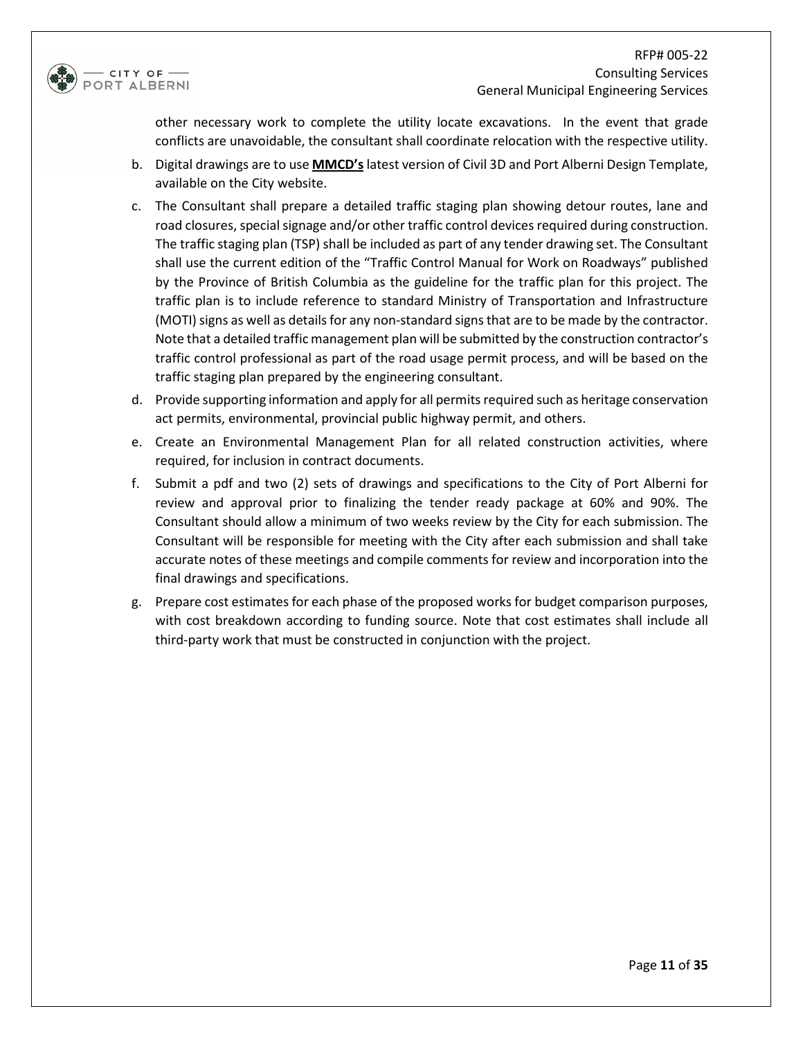other necessary work to complete the utility locate excavations. In the event that grade conflicts are unavoidable, the consultant shall coordinate relocation with the respective utility.

b. Digital drawings are to use **MMCD's** latest version of Civil 3D and Port Alberni Design Template, available on the City website.

c. The Consultant shall prepare a detailed traffic staging plan showing detour routes, lane and road closures, special signage and/or other traffic control devices required during construction. The traffic staging plan (TSP) shall be included as part of any tender drawing set. The Consultant shall use the current edition of the "Traffic Control Manual for Work on Roadways" published by the Province of British Columbia as the guideline for the traffic plan for this project. The traffic plan is to include reference to standard Ministry of Transportation and Infrastructure (MOTI) signs as well as details for any non-standard signs that are to be made by the contractor. Note that a detailed traffic management plan will be submitted by the construction contractor's traffic control professional as part of the road usage permit process, and will be based on the traffic staging plan prepared by the engineering consultant.

d. Provide supporting information and apply for all permits required such as heritage conservation act permits, environmental, provincial public highway permit, and others.

e. Create an Environmental Management Plan for all related construction activities, where required, for inclusion in contract documents.

f. Submit a pdf and two (2) sets of drawings and specifications to the City of Port Alberni for review and approval prior to finalizing the tender ready package at 60% and 90%. The Consultant should allow a minimum of two weeks review by the City for each submission. The Consultant will be responsible for meeting with the City after each submission and shall take accurate notes of these meetings and compile comments for review and incorporation into the final drawings and specifications.

g. Prepare cost estimates for each phase of the proposed works for budget comparison purposes, with cost breakdown according to funding source. Note that cost estimates shall include all third-party work that must be constructed in conjunction with the project.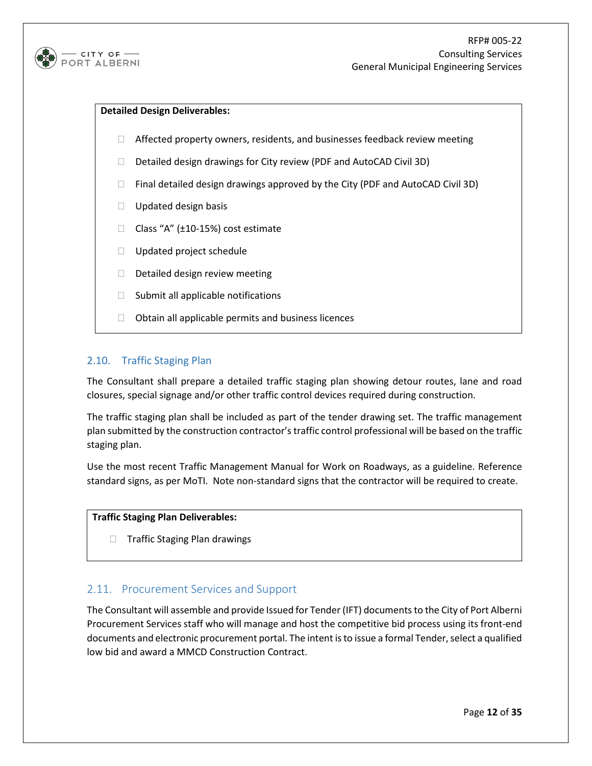**Detailed Design Deliverables:**

- Affected property owners, residents, and businesses feedback review meeting
- Detailed design drawings for City review (PDF and AutoCAD Civil 3D)
- Final detailed design drawings approved by the City (PDF and AutoCAD Civil 3D)
- Updated design basis
- Class "A" (±10-15%) cost estimate
- Updated project schedule
- Detailed design review meeting
- Submit all applicable notifications
- Obtain all applicable permits and business licences

## 2.10. Traffic Staging Plan

The Consultant shall prepare a detailed traffic staging plan showing detour routes, lane and road closures, special signage and/or other traffic control devices required during construction.

The traffic staging plan shall be included as part of the tender drawing set. The traffic management plan submitted by the construction contractor's traffic control professional will be based on the traffic staging plan.

Use the most recent Traffic Management Manual for Work on Roadways, as a guideline. Reference standard signs, as per MoTI. Note non-standard signs that the contractor will be required to create.

**Traffic Staging Plan Deliverables:**

- Traffic Staging Plan drawings

## 2.11. Procurement Services and Support

The Consultant will assemble and provide Issued for Tender (IFT) documents to the City of Port Alberni Procurement Services staff who will manage and host the competitive bid process using its front-end documents and electronic procurement portal. The intent is to issue a formal Tender, select a qualified low bid and award a MMCD Construction Contract.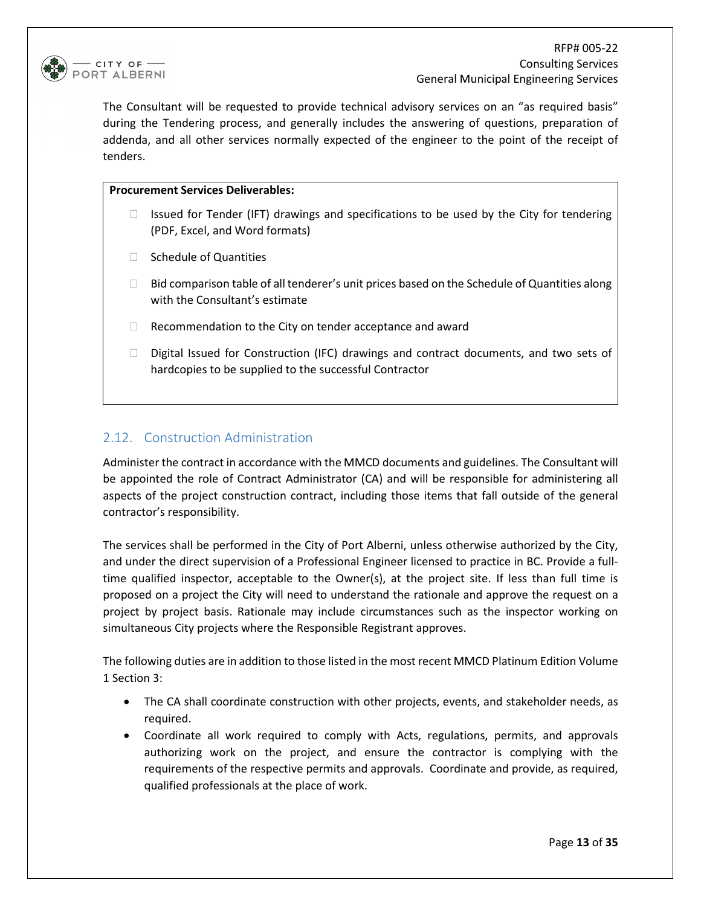The Consultant will be requested to provide technical advisory services on an “as required basis” during the Tendering process, and generally includes the answering of questions, preparation of addenda, and all other services normally expected of the engineer to the point of the receipt of tenders.

**Procurement Services Deliverables:**

- Issued for Tender (IFT) drawings and specifications to be used by the City for tendering (PDF, Excel, and Word formats)
- Schedule of Quantities
- Bid comparison table of all tenderer’s unit prices based on the Schedule of Quantities along with the Consultant’s estimate
- Recommendation to the City on tender acceptance and award
- Digital Issued for Construction (IFC) drawings and contract documents, and two sets of hardcopies to be supplied to the successful Contractor

## 2.12. Construction Administration

Administer the contract in accordance with the MMCD documents and guidelines. The Consultant will be appointed the role of Contract Administrator (CA) and will be responsible for administering all aspects of the project construction contract, including those items that fall outside of the general contractor’s responsibility.

The services shall be performed in the City of Port Alberni, unless otherwise authorized by the City, and under the direct supervision of a Professional Engineer licensed to practice in BC. Provide a full-time qualified inspector, acceptable to the Owner(s), at the project site. If less than full time is proposed on a project the City will need to understand the rationale and approve the request on a project by project basis. Rationale may include circumstances such as the inspector working on simultaneous City projects where the Responsible Registrant approves.

The following duties are in addition to those listed in the most recent MMCD Platinum Edition Volume 1 Section 3:

- The CA shall coordinate construction with other projects, events, and stakeholder needs, as required.
- Coordinate all work required to comply with Acts, regulations, permits, and approvals authorizing work on the project, and ensure the contractor is complying with the requirements of the respective permits and approvals. Coordinate and provide, as required, qualified professionals at the place of work.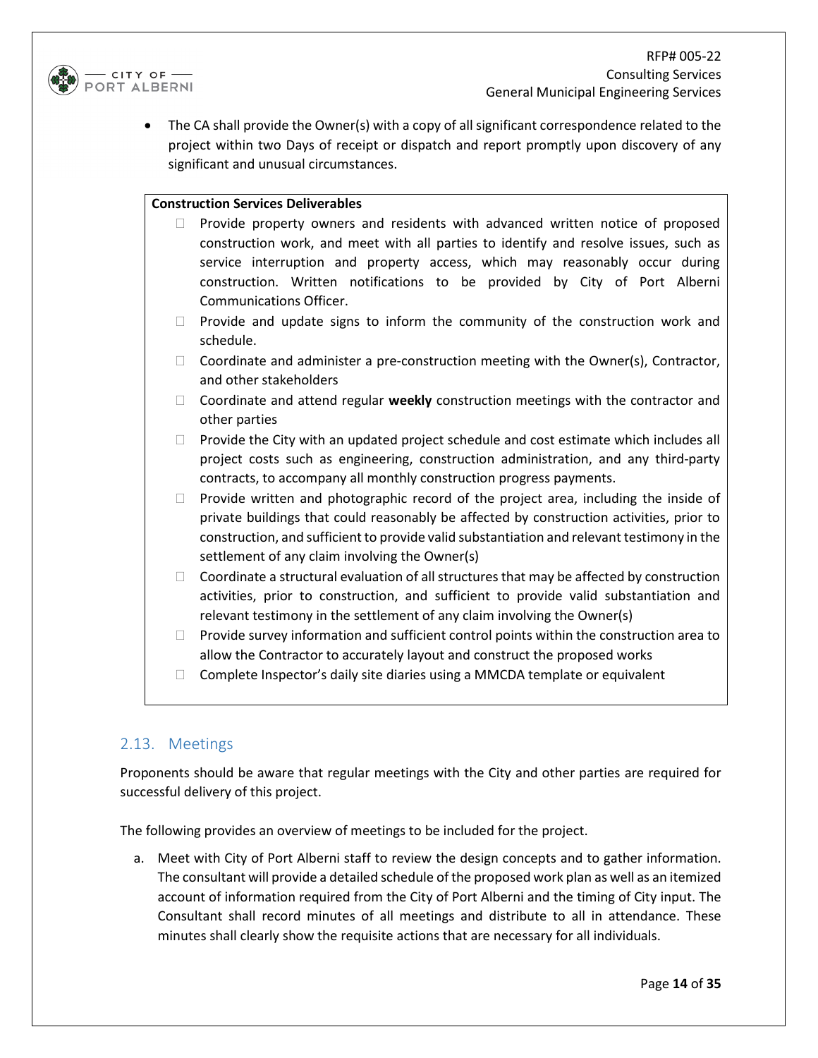- The CA shall provide the Owner(s) with a copy of all significant correspondence related to the project within two Days of receipt or dispatch and report promptly upon discovery of any significant and unusual circumstances.

**Construction Services Deliverables**

- Provide property owners and residents with advanced written notice of proposed construction work, and meet with all parties to identify and resolve issues, such as service interruption and property access, which may reasonably occur during construction. Written notifications to be provided by City of Port Alberni Communications Officer.
- Provide and update signs to inform the community of the construction work and schedule.
- Coordinate and administer a pre-construction meeting with the Owner(s), Contractor, and other stakeholders
- Coordinate and attend regular **weekly** construction meetings with the contractor and other parties
- Provide the City with an updated project schedule and cost estimate which includes all project costs such as engineering, construction administration, and any third-party contracts, to accompany all monthly construction progress payments.
- Provide written and photographic record of the project area, including the inside of private buildings that could reasonably be affected by construction activities, prior to construction, and sufficient to provide valid substantiation and relevant testimony in the settlement of any claim involving the Owner(s)
- Coordinate a structural evaluation of all structures that may be affected by construction activities, prior to construction, and sufficient to provide valid substantiation and relevant testimony in the settlement of any claim involving the Owner(s)
- Provide survey information and sufficient control points within the construction area to allow the Contractor to accurately layout and construct the proposed works
- Complete Inspector's daily site diaries using a MMCDA template or equivalent

## 2.13. Meetings

Proponents should be aware that regular meetings with the City and other parties are required for successful delivery of this project.

The following provides an overview of meetings to be included for the project.

a. Meet with City of Port Alberni staff to review the design concepts and to gather information. The consultant will provide a detailed schedule of the proposed work plan as well as an itemized account of information required from the City of Port Alberni and the timing of City input. The Consultant shall record minutes of all meetings and distribute to all in attendance. These minutes shall clearly show the requisite actions that are necessary for all individuals.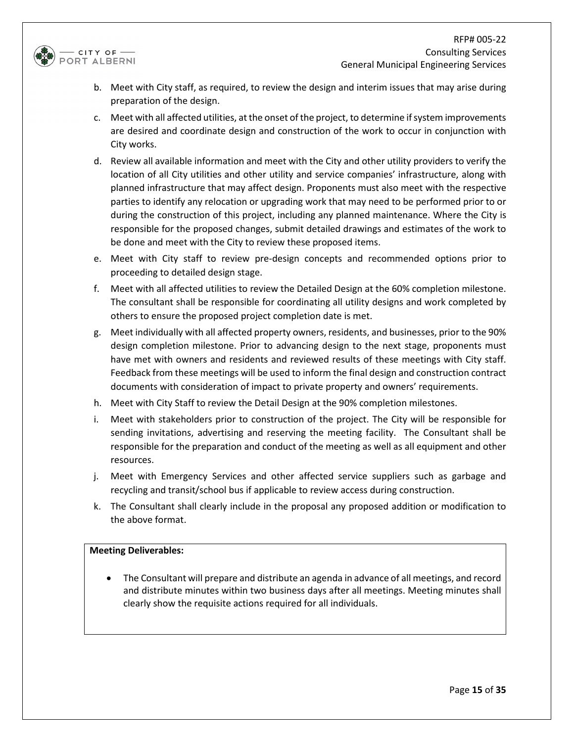b. Meet with City staff, as required, to review the design and interim issues that may arise during preparation of the design.
c. Meet with all affected utilities, at the onset of the project, to determine if system improvements are desired and coordinate design and construction of the work to occur in conjunction with City works.
d. Review all available information and meet with the City and other utility providers to verify the location of all City utilities and other utility and service companies' infrastructure, along with planned infrastructure that may affect design. Proponents must also meet with the respective parties to identify any relocation or upgrading work that may need to be performed prior to or during the construction of this project, including any planned maintenance. Where the City is responsible for the proposed changes, submit detailed drawings and estimates of the work to be done and meet with the City to review these proposed items.
e. Meet with City staff to review pre-design concepts and recommended options prior to proceeding to detailed design stage.
f. Meet with all affected utilities to review the Detailed Design at the 60% completion milestone. The consultant shall be responsible for coordinating all utility designs and work completed by others to ensure the proposed project completion date is met.
g. Meet individually with all affected property owners, residents, and businesses, prior to the 90% design completion milestone. Prior to advancing design to the next stage, proponents must have met with owners and residents and reviewed results of these meetings with City staff. Feedback from these meetings will be used to inform the final design and construction contract documents with consideration of impact to private property and owners' requirements.
h. Meet with City Staff to review the Detail Design at the 90% completion milestones.
i. Meet with stakeholders prior to construction of the project. The City will be responsible for sending invitations, advertising and reserving the meeting facility. The Consultant shall be responsible for the preparation and conduct of the meeting as well as all equipment and other resources.
j. Meet with Emergency Services and other affected service suppliers such as garbage and recycling and transit/school bus if applicable to review access during construction.
k. The Consultant shall clearly include in the proposal any proposed addition or modification to the above format.

**Meeting Deliverables:**

- The Consultant will prepare and distribute an agenda in advance of all meetings, and record and distribute minutes within two business days after all meetings. Meeting minutes shall clearly show the requisite actions required for all individuals.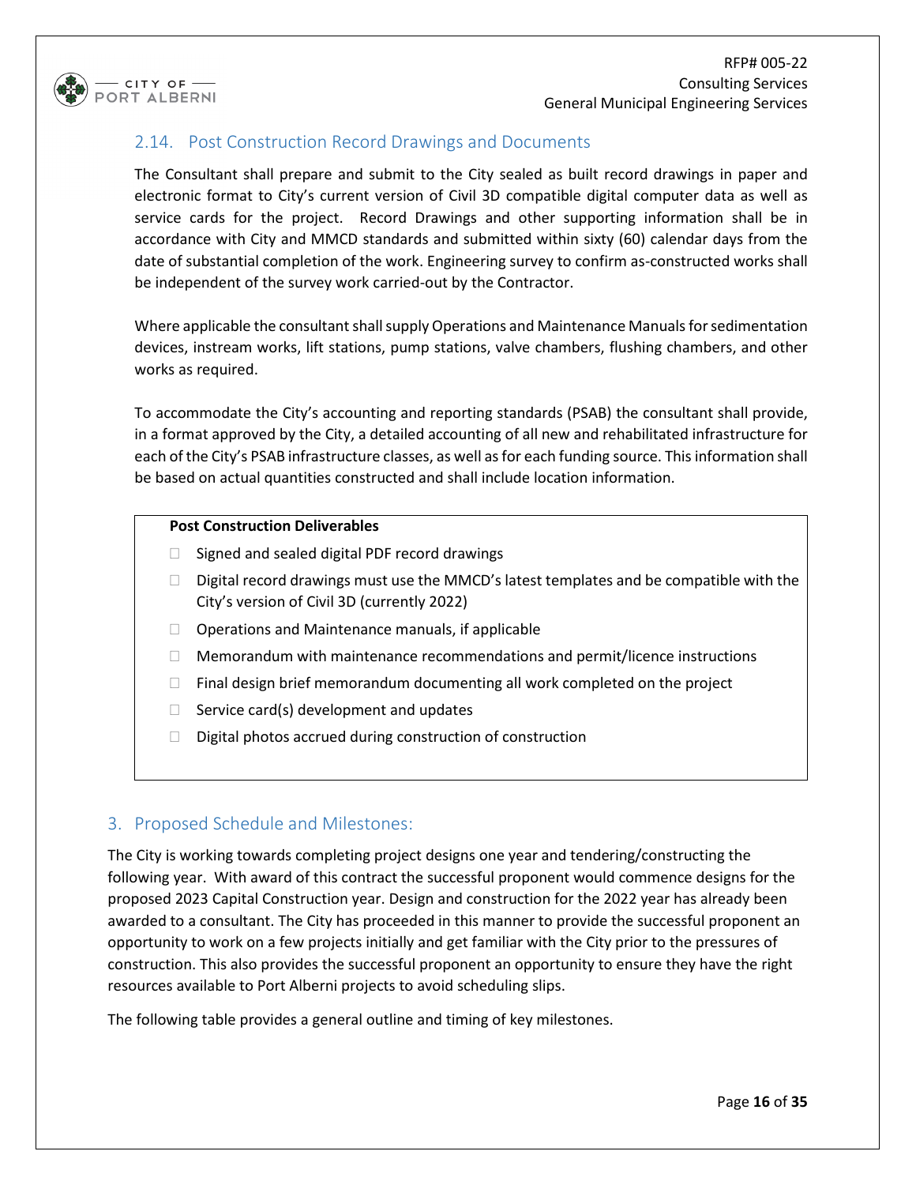## 2.14. Post Construction Record Drawings and Documents

The Consultant shall prepare and submit to the City sealed as built record drawings in paper and electronic format to City's current version of Civil 3D compatible digital computer data as well as service cards for the project. Record Drawings and other supporting information shall be in accordance with City and MMCD standards and submitted within sixty (60) calendar days from the date of substantial completion of the work. Engineering survey to confirm as-constructed works shall be independent of the survey work carried-out by the Contractor.

Where applicable the consultant shall supply Operations and Maintenance Manuals for sedimentation devices, instream works, lift stations, pump stations, valve chambers, flushing chambers, and other works as required.

To accommodate the City's accounting and reporting standards (PSAB) the consultant shall provide, in a format approved by the City, a detailed accounting of all new and rehabilitated infrastructure for each of the City's PSAB infrastructure classes, as well as for each funding source. This information shall be based on actual quantities constructed and shall include location information.

**Post Construction Deliverables**

- Signed and sealed digital PDF record drawings
- Digital record drawings must use the MMCD's latest templates and be compatible with the City's version of Civil 3D (currently 2022)
- Operations and Maintenance manuals, if applicable
- Memorandum with maintenance recommendations and permit/licence instructions
- Final design brief memorandum documenting all work completed on the project
- Service card(s) development and updates
- Digital photos accrued during construction of construction

# 3. Proposed Schedule and Milestones:

The City is working towards completing project designs one year and tendering/constructing the following year. With award of this contract the successful proponent would commence designs for the proposed 2023 Capital Construction year. Design and construction for the 2022 year has already been awarded to a consultant. The City has proceeded in this manner to provide the successful proponent an opportunity to work on a few projects initially and get familiar with the City prior to the pressures of construction. This also provides the successful proponent an opportunity to ensure they have the right resources available to Port Alberni projects to avoid scheduling slips.

The following table provides a general outline and timing of key milestones.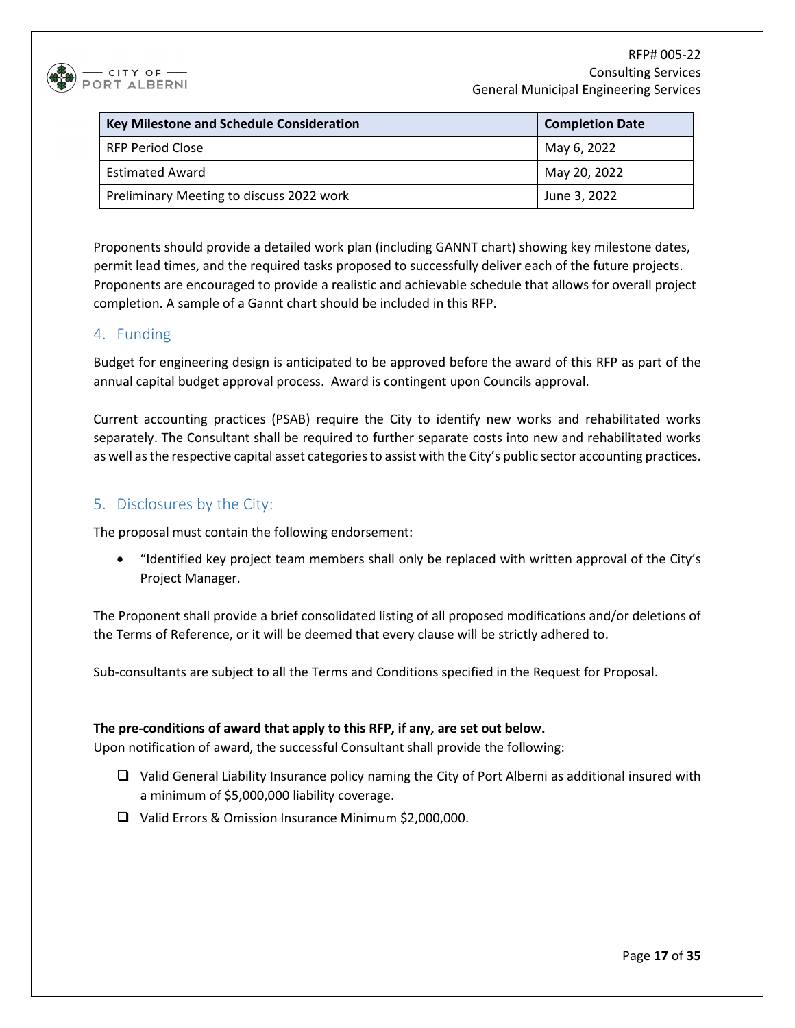| Key Milestone and Schedule Consideration | Completion Date |
| --- | --- |
| RFP Period Close | May 6, 2022 |
| Estimated Award | May 20, 2022 |
| Preliminary Meeting to discuss 2022 work | June 3, 2022 |

Proponents should provide a detailed work plan (including GANNT chart) showing key milestone dates, permit lead times, and the required tasks proposed to successfully deliver each of the future projects. Proponents are encouraged to provide a realistic and achievable schedule that allows for overall project completion. A sample of a Gannt chart should be included in this RFP.

## 4. Funding

Budget for engineering design is anticipated to be approved before the award of this RFP as part of the annual capital budget approval process. Award is contingent upon Councils approval.

Current accounting practices (PSAB) require the City to identify new works and rehabilitated works separately. The Consultant shall be required to further separate costs into new and rehabilitated works as well as the respective capital asset categories to assist with the City's public sector accounting practices.

## 5. Disclosures by the City:

The proposal must contain the following endorsement:

- "Identified key project team members shall only be replaced with written approval of the City's Project Manager.

The Proponent shall provide a brief consolidated listing of all proposed modifications and/or deletions of the Terms of Reference, or it will be deemed that every clause will be strictly adhered to.

Sub-consultants are subject to all the Terms and Conditions specified in the Request for Proposal.

**The pre-conditions of award that apply to this RFP, if any, are set out below.**

Upon notification of award, the successful Consultant shall provide the following:

- ❑ Valid General Liability Insurance policy naming the City of Port Alberni as additional insured with a minimum of $5,000,000 liability coverage.
- ❑ Valid Errors & Omission Insurance Minimum $2,000,000.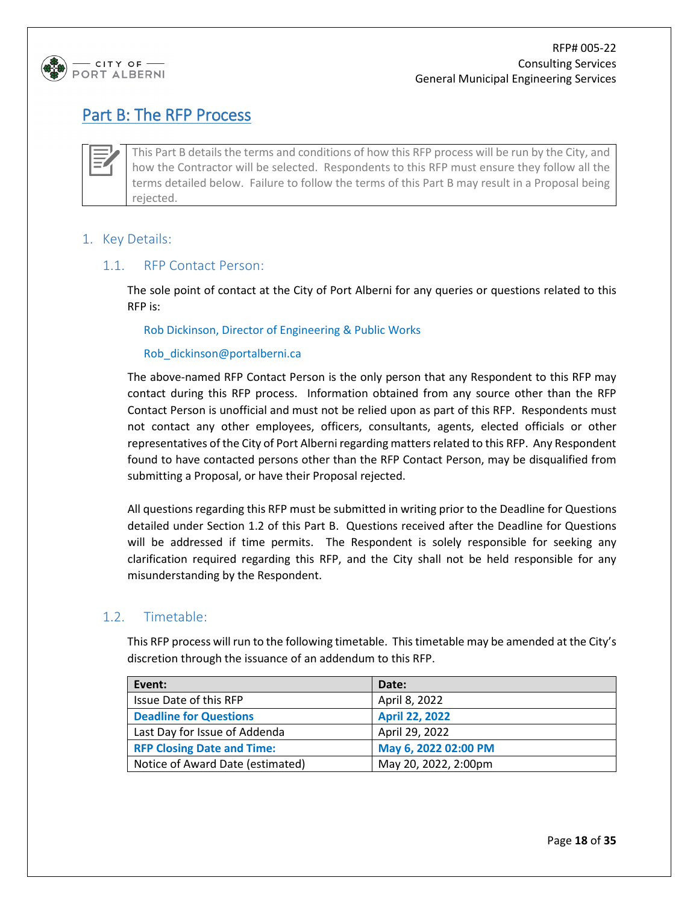# Part B: The RFP Process

This Part B details the terms and conditions of how this RFP process will be run by the City, and how the Contractor will be selected. Respondents to this RFP must ensure they follow all the terms detailed below. Failure to follow the terms of this Part B may result in a Proposal being rejected.

## 1. Key Details:

### 1.1. RFP Contact Person:

The sole point of contact at the City of Port Alberni for any queries or questions related to this RFP is:

Rob Dickinson, Director of Engineering & Public Works

Rob_dickinson@portalberni.ca

The above-named RFP Contact Person is the only person that any Respondent to this RFP may contact during this RFP process. Information obtained from any source other than the RFP Contact Person is unofficial and must not be relied upon as part of this RFP. Respondents must not contact any other employees, officers, consultants, agents, elected officials or other representatives of the City of Port Alberni regarding matters related to this RFP. Any Respondent found to have contacted persons other than the RFP Contact Person, may be disqualified from submitting a Proposal, or have their Proposal rejected.

All questions regarding this RFP must be submitted in writing prior to the Deadline for Questions detailed under Section 1.2 of this Part B. Questions received after the Deadline for Questions will be addressed if time permits. The Respondent is solely responsible for seeking any clarification required regarding this RFP, and the City shall not be held responsible for any misunderstanding by the Respondent.

### 1.2. Timetable:

This RFP process will run to the following timetable. This timetable may be amended at the City's discretion through the issuance of an addendum to this RFP.

| Event: | Date: |
|---|---|
| Issue Date of this RFP | April 8, 2022 |
| **Deadline for Questions** | **April 22, 2022** |
| Last Day for Issue of Addenda | April 29, 2022 |
| **RFP Closing Date and Time:** | **May 6, 2022 02:00 PM** |
| Notice of Award Date (estimated) | May 20, 2022, 2:00pm |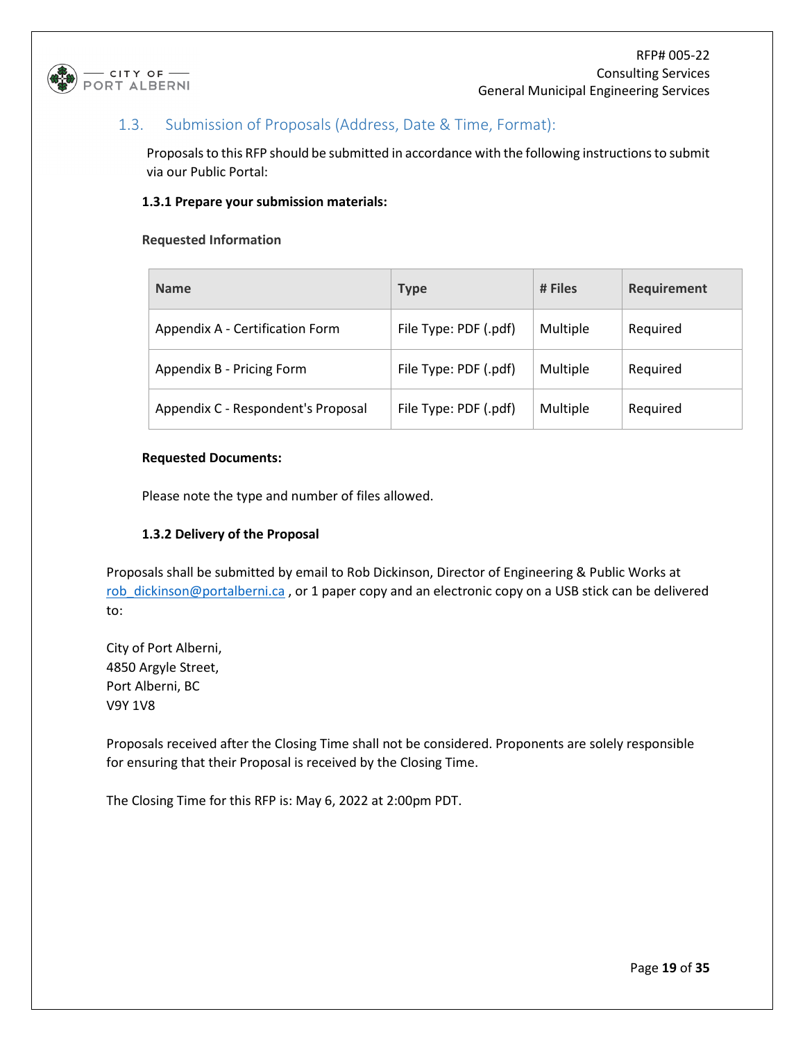## 1.3. Submission of Proposals (Address, Date & Time, Format):

Proposals to this RFP should be submitted in accordance with the following instructions to submit via our Public Portal:

**1.3.1 Prepare your submission materials:**

**Requested Information**

| Name | Type | # Files | Requirement |
|---|---|---|---|
| Appendix A - Certification Form | File Type: PDF (.pdf) | Multiple | Required |
| Appendix B - Pricing Form | File Type: PDF (.pdf) | Multiple | Required |
| Appendix C - Respondent's Proposal | File Type: PDF (.pdf) | Multiple | Required |

**Requested Documents:**

Please note the type and number of files allowed.

**1.3.2 Delivery of the Proposal**

Proposals shall be submitted by email to Rob Dickinson, Director of Engineering & Public Works at rob_dickinson@portalberni.ca , or 1 paper copy and an electronic copy on a USB stick can be delivered to:

City of Port Alberni,
4850 Argyle Street,
Port Alberni, BC
V9Y 1V8

Proposals received after the Closing Time shall not be considered. Proponents are solely responsible for ensuring that their Proposal is received by the Closing Time.

The Closing Time for this RFP is: May 6, 2022 at 2:00pm PDT.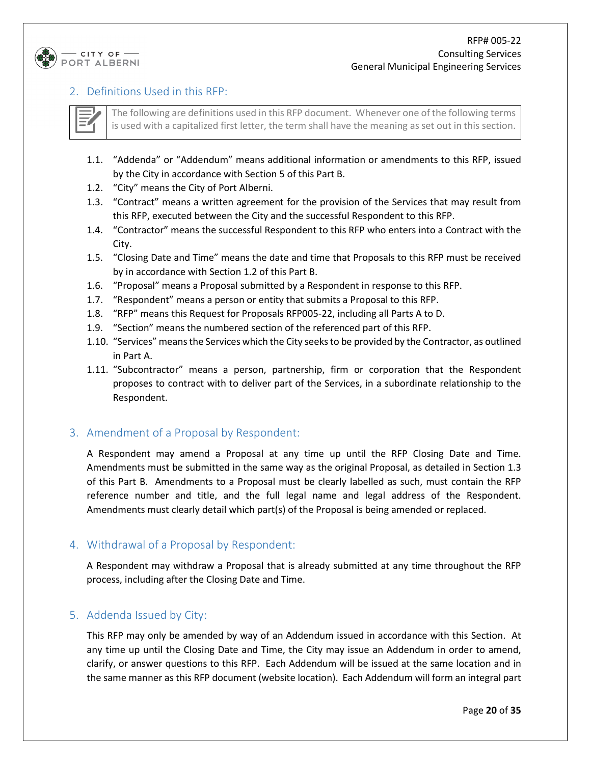## 2. Definitions Used in this RFP:

The following are definitions used in this RFP document. Whenever one of the following terms is used with a capitalized first letter, the term shall have the meaning as set out in this section.

1.1. "Addenda" or "Addendum" means additional information or amendments to this RFP, issued by the City in accordance with Section 5 of this Part B.

1.2. "City" means the City of Port Alberni.

1.3. "Contract" means a written agreement for the provision of the Services that may result from this RFP, executed between the City and the successful Respondent to this RFP.

1.4. "Contractor" means the successful Respondent to this RFP who enters into a Contract with the City.

1.5. "Closing Date and Time" means the date and time that Proposals to this RFP must be received by in accordance with Section 1.2 of this Part B.

1.6. "Proposal" means a Proposal submitted by a Respondent in response to this RFP.

1.7. "Respondent" means a person or entity that submits a Proposal to this RFP.

1.8. "RFP" means this Request for Proposals RFP005-22, including all Parts A to D.

1.9. "Section" means the numbered section of the referenced part of this RFP.

1.10. "Services" means the Services which the City seeks to be provided by the Contractor, as outlined in Part A.

1.11. "Subcontractor" means a person, partnership, firm or corporation that the Respondent proposes to contract with to deliver part of the Services, in a subordinate relationship to the Respondent.

## 3. Amendment of a Proposal by Respondent:

A Respondent may amend a Proposal at any time up until the RFP Closing Date and Time. Amendments must be submitted in the same way as the original Proposal, as detailed in Section 1.3 of this Part B. Amendments to a Proposal must be clearly labelled as such, must contain the RFP reference number and title, and the full legal name and legal address of the Respondent. Amendments must clearly detail which part(s) of the Proposal is being amended or replaced.

## 4. Withdrawal of a Proposal by Respondent:

A Respondent may withdraw a Proposal that is already submitted at any time throughout the RFP process, including after the Closing Date and Time.

## 5. Addenda Issued by City:

This RFP may only be amended by way of an Addendum issued in accordance with this Section. At any time up until the Closing Date and Time, the City may issue an Addendum in order to amend, clarify, or answer questions to this RFP. Each Addendum will be issued at the same location and in the same manner as this RFP document (website location). Each Addendum will form an integral part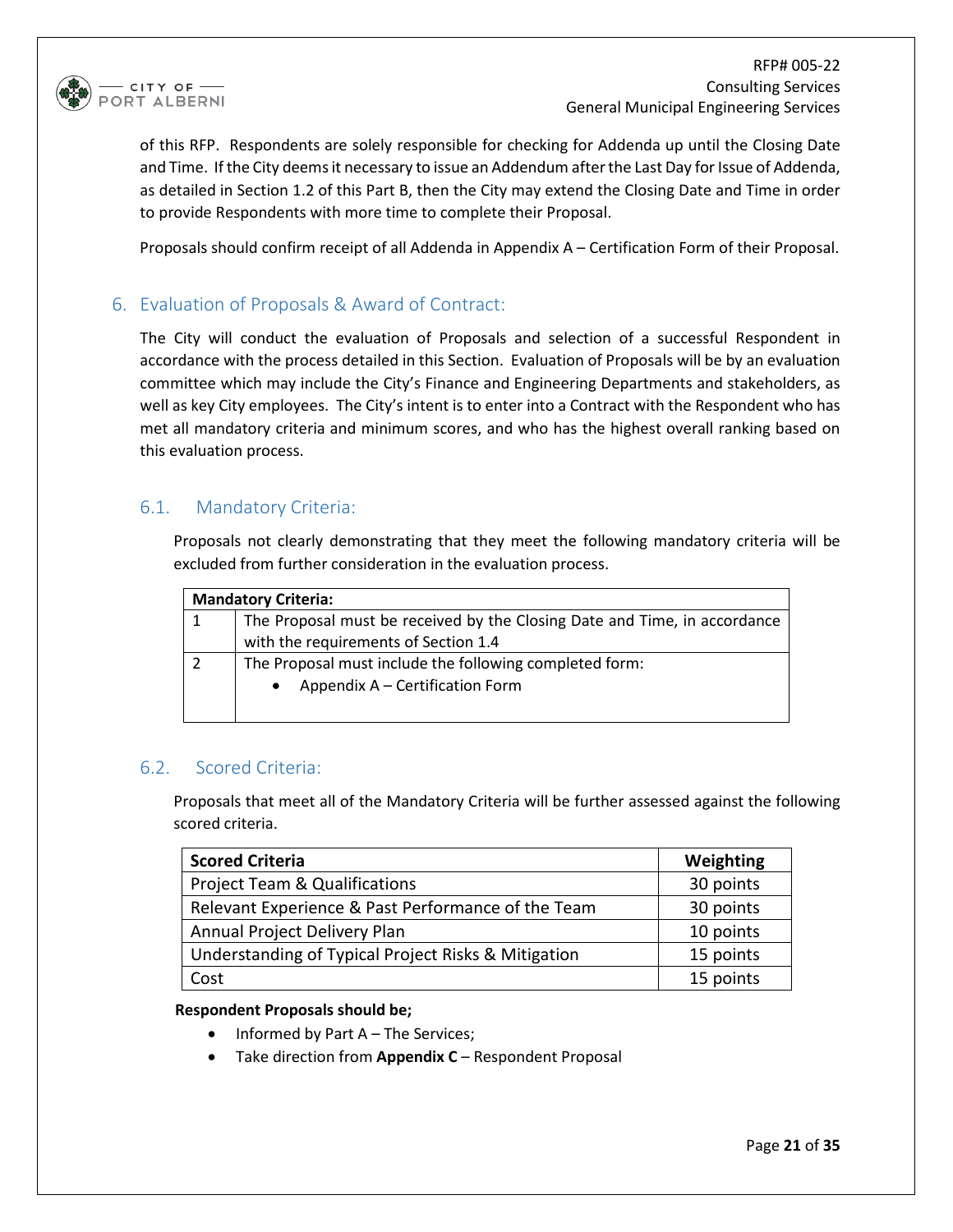of this RFP. Respondents are solely responsible for checking for Addenda up until the Closing Date and Time. If the City deems it necessary to issue an Addendum after the Last Day for Issue of Addenda, as detailed in Section 1.2 of this Part B, then the City may extend the Closing Date and Time in order to provide Respondents with more time to complete their Proposal.

Proposals should confirm receipt of all Addenda in Appendix A – Certification Form of their Proposal.

## 6. Evaluation of Proposals & Award of Contract:

The City will conduct the evaluation of Proposals and selection of a successful Respondent in accordance with the process detailed in this Section. Evaluation of Proposals will be by an evaluation committee which may include the City's Finance and Engineering Departments and stakeholders, as well as key City employees. The City's intent is to enter into a Contract with the Respondent who has met all mandatory criteria and minimum scores, and who has the highest overall ranking based on this evaluation process.

### 6.1. Mandatory Criteria:

Proposals not clearly demonstrating that they meet the following mandatory criteria will be excluded from further consideration in the evaluation process.

| **Mandatory Criteria:** | |
|---|---|
| 1 | The Proposal must be received by the Closing Date and Time, in accordance with the requirements of Section 1.4 |
| 2 | The Proposal must include the following completed form: <br>• Appendix A – Certification Form |

### 6.2. Scored Criteria:

Proposals that meet all of the Mandatory Criteria will be further assessed against the following scored criteria.

| **Scored Criteria** | **Weighting** |
|---|---|
| Project Team & Qualifications | 30 points |
| Relevant Experience & Past Performance of the Team | 30 points |
| Annual Project Delivery Plan | 10 points |
| Understanding of Typical Project Risks & Mitigation | 15 points |
| Cost | 15 points |

**Respondent Proposals should be;**

- Informed by Part A – The Services;
- Take direction from **Appendix C** – Respondent Proposal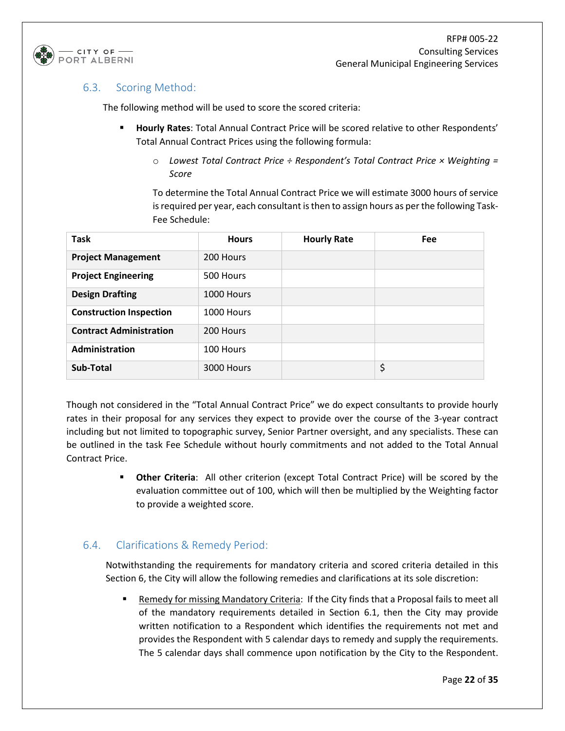## 6.3. Scoring Method:

The following method will be used to score the scored criteria:

- **Hourly Rates**: Total Annual Contract Price will be scored relative to other Respondents' Total Annual Contract Prices using the following formula:
  - *Lowest Total Contract Price ÷ Respondent's Total Contract Price × Weighting = Score*

  To determine the Total Annual Contract Price we will estimate 3000 hours of service is required per year, each consultant is then to assign hours as per the following Task-Fee Schedule:

| Task | Hours | Hourly Rate | Fee |
|---|---|---|---|
| **Project Management** | 200 Hours | | |
| **Project Engineering** | 500 Hours | | |
| **Design Drafting** | 1000 Hours | | |
| **Construction Inspection** | 1000 Hours | | |
| **Contract Administration** | 200 Hours | | |
| **Administration** | 100 Hours | | |
| **Sub-Total** | 3000 Hours | | $ |

Though not considered in the "Total Annual Contract Price" we do expect consultants to provide hourly rates in their proposal for any services they expect to provide over the course of the 3-year contract including but not limited to topographic survey, Senior Partner oversight, and any specialists. These can be outlined in the task Fee Schedule without hourly commitments and not added to the Total Annual Contract Price.

- **Other Criteria**: All other criterion (except Total Contract Price) will be scored by the evaluation committee out of 100, which will then be multiplied by the Weighting factor to provide a weighted score.

## 6.4. Clarifications & Remedy Period:

Notwithstanding the requirements for mandatory criteria and scored criteria detailed in this Section 6, the City will allow the following remedies and clarifications at its sole discretion:

- Remedy for missing Mandatory Criteria: If the City finds that a Proposal fails to meet all of the mandatory requirements detailed in Section 6.1, then the City may provide written notification to a Respondent which identifies the requirements not met and provides the Respondent with 5 calendar days to remedy and supply the requirements. The 5 calendar days shall commence upon notification by the City to the Respondent.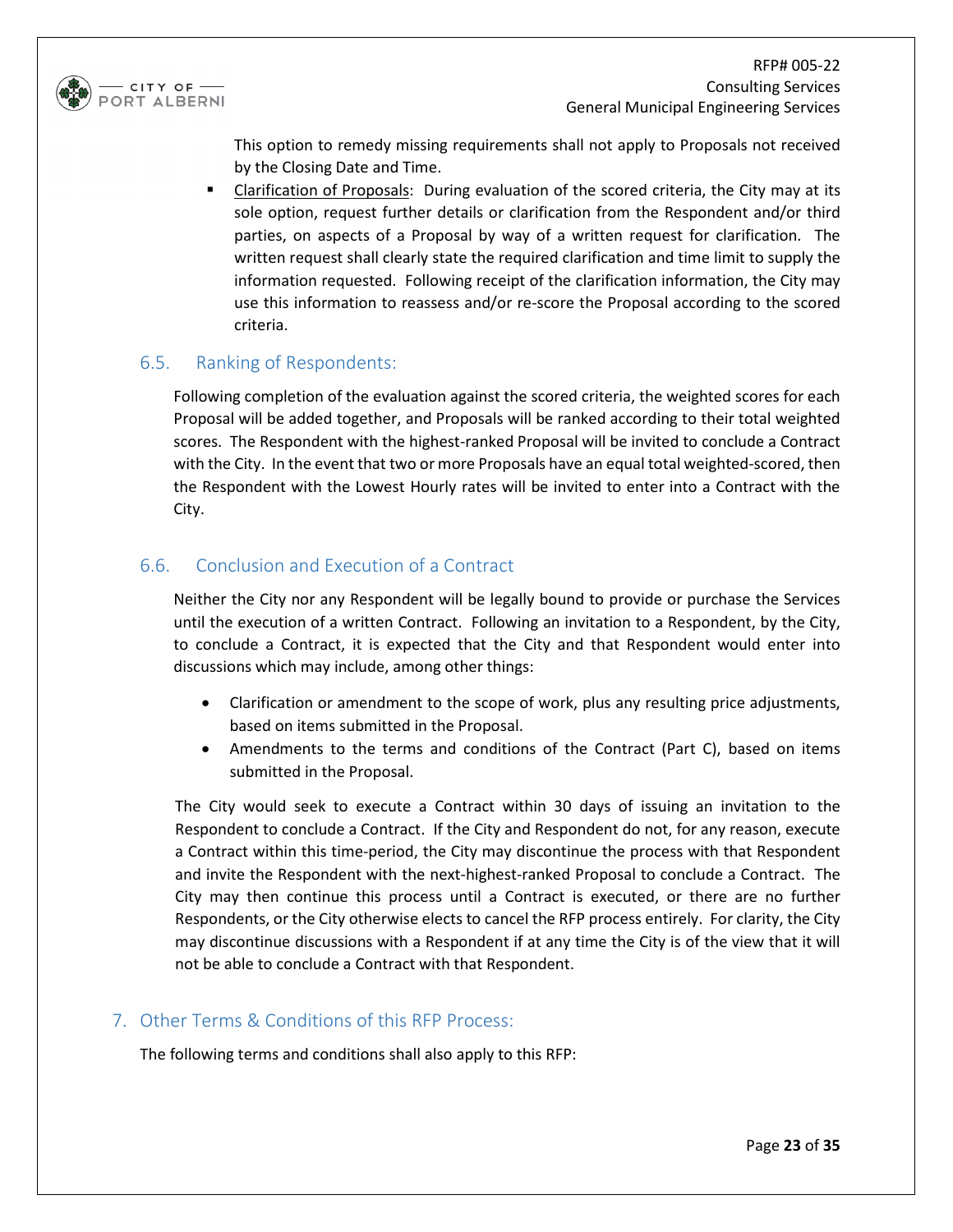This option to remedy missing requirements shall not apply to Proposals not received by the Closing Date and Time.

- Clarification of Proposals: During evaluation of the scored criteria, the City may at its sole option, request further details or clarification from the Respondent and/or third parties, on aspects of a Proposal by way of a written request for clarification. The written request shall clearly state the required clarification and time limit to supply the information requested. Following receipt of the clarification information, the City may use this information to reassess and/or re-score the Proposal according to the scored criteria.

### 6.5. Ranking of Respondents:

Following completion of the evaluation against the scored criteria, the weighted scores for each Proposal will be added together, and Proposals will be ranked according to their total weighted scores. The Respondent with the highest-ranked Proposal will be invited to conclude a Contract with the City. In the event that two or more Proposals have an equal total weighted-scored, then the Respondent with the Lowest Hourly rates will be invited to enter into a Contract with the City.

### 6.6. Conclusion and Execution of a Contract

Neither the City nor any Respondent will be legally bound to provide or purchase the Services until the execution of a written Contract. Following an invitation to a Respondent, by the City, to conclude a Contract, it is expected that the City and that Respondent would enter into discussions which may include, among other things:

- Clarification or amendment to the scope of work, plus any resulting price adjustments, based on items submitted in the Proposal.
- Amendments to the terms and conditions of the Contract (Part C), based on items submitted in the Proposal.

The City would seek to execute a Contract within 30 days of issuing an invitation to the Respondent to conclude a Contract. If the City and Respondent do not, for any reason, execute a Contract within this time-period, the City may discontinue the process with that Respondent and invite the Respondent with the next-highest-ranked Proposal to conclude a Contract. The City may then continue this process until a Contract is executed, or there are no further Respondents, or the City otherwise elects to cancel the RFP process entirely. For clarity, the City may discontinue discussions with a Respondent if at any time the City is of the view that it will not be able to conclude a Contract with that Respondent.

## 7. Other Terms & Conditions of this RFP Process:

The following terms and conditions shall also apply to this RFP: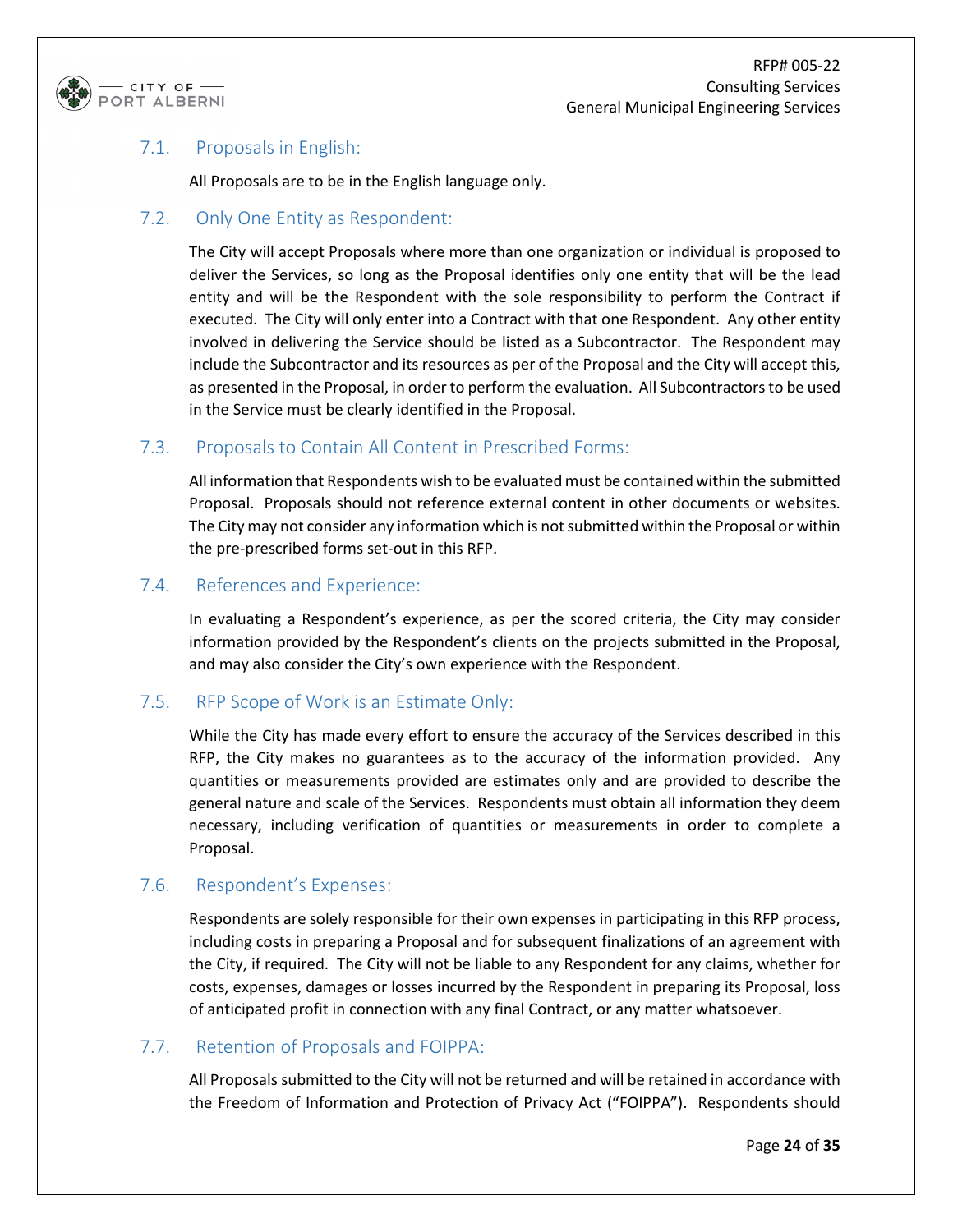### 7.1. Proposals in English:

All Proposals are to be in the English language only.

### 7.2. Only One Entity as Respondent:

The City will accept Proposals where more than one organization or individual is proposed to deliver the Services, so long as the Proposal identifies only one entity that will be the lead entity and will be the Respondent with the sole responsibility to perform the Contract if executed. The City will only enter into a Contract with that one Respondent. Any other entity involved in delivering the Service should be listed as a Subcontractor. The Respondent may include the Subcontractor and its resources as per of the Proposal and the City will accept this, as presented in the Proposal, in order to perform the evaluation. All Subcontractors to be used in the Service must be clearly identified in the Proposal.

### 7.3. Proposals to Contain All Content in Prescribed Forms:

All information that Respondents wish to be evaluated must be contained within the submitted Proposal. Proposals should not reference external content in other documents or websites. The City may not consider any information which is not submitted within the Proposal or within the pre-prescribed forms set-out in this RFP.

### 7.4. References and Experience:

In evaluating a Respondent's experience, as per the scored criteria, the City may consider information provided by the Respondent's clients on the projects submitted in the Proposal, and may also consider the City's own experience with the Respondent.

### 7.5. RFP Scope of Work is an Estimate Only:

While the City has made every effort to ensure the accuracy of the Services described in this RFP, the City makes no guarantees as to the accuracy of the information provided. Any quantities or measurements provided are estimates only and are provided to describe the general nature and scale of the Services. Respondents must obtain all information they deem necessary, including verification of quantities or measurements in order to complete a Proposal.

### 7.6. Respondent's Expenses:

Respondents are solely responsible for their own expenses in participating in this RFP process, including costs in preparing a Proposal and for subsequent finalizations of an agreement with the City, if required. The City will not be liable to any Respondent for any claims, whether for costs, expenses, damages or losses incurred by the Respondent in preparing its Proposal, loss of anticipated profit in connection with any final Contract, or any matter whatsoever.

### 7.7. Retention of Proposals and FOIPPA:

All Proposals submitted to the City will not be returned and will be retained in accordance with the Freedom of Information and Protection of Privacy Act ("FOIPPA"). Respondents should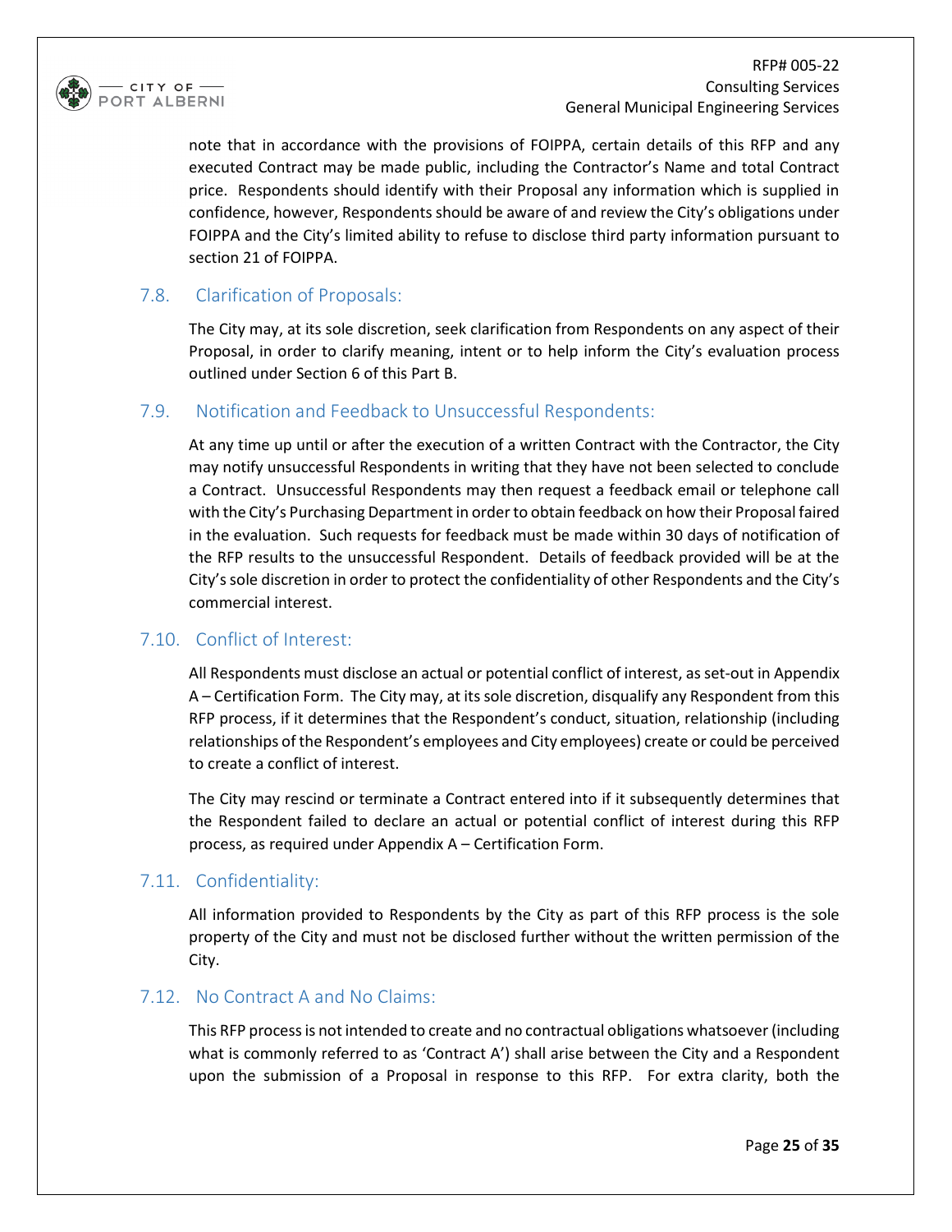note that in accordance with the provisions of FOIPPA, certain details of this RFP and any executed Contract may be made public, including the Contractor's Name and total Contract price. Respondents should identify with their Proposal any information which is supplied in confidence, however, Respondents should be aware of and review the City's obligations under FOIPPA and the City's limited ability to refuse to disclose third party information pursuant to section 21 of FOIPPA.

### 7.8. Clarification of Proposals:

The City may, at its sole discretion, seek clarification from Respondents on any aspect of their Proposal, in order to clarify meaning, intent or to help inform the City's evaluation process outlined under Section 6 of this Part B.

### 7.9. Notification and Feedback to Unsuccessful Respondents:

At any time up until or after the execution of a written Contract with the Contractor, the City may notify unsuccessful Respondents in writing that they have not been selected to conclude a Contract. Unsuccessful Respondents may then request a feedback email or telephone call with the City's Purchasing Department in order to obtain feedback on how their Proposal faired in the evaluation. Such requests for feedback must be made within 30 days of notification of the RFP results to the unsuccessful Respondent. Details of feedback provided will be at the City's sole discretion in order to protect the confidentiality of other Respondents and the City's commercial interest.

### 7.10. Conflict of Interest:

All Respondents must disclose an actual or potential conflict of interest, as set-out in Appendix A – Certification Form. The City may, at its sole discretion, disqualify any Respondent from this RFP process, if it determines that the Respondent's conduct, situation, relationship (including relationships of the Respondent's employees and City employees) create or could be perceived to create a conflict of interest.

The City may rescind or terminate a Contract entered into if it subsequently determines that the Respondent failed to declare an actual or potential conflict of interest during this RFP process, as required under Appendix A – Certification Form.

### 7.11. Confidentiality:

All information provided to Respondents by the City as part of this RFP process is the sole property of the City and must not be disclosed further without the written permission of the City.

### 7.12. No Contract A and No Claims:

This RFP process is not intended to create and no contractual obligations whatsoever (including what is commonly referred to as 'Contract A') shall arise between the City and a Respondent upon the submission of a Proposal in response to this RFP. For extra clarity, both the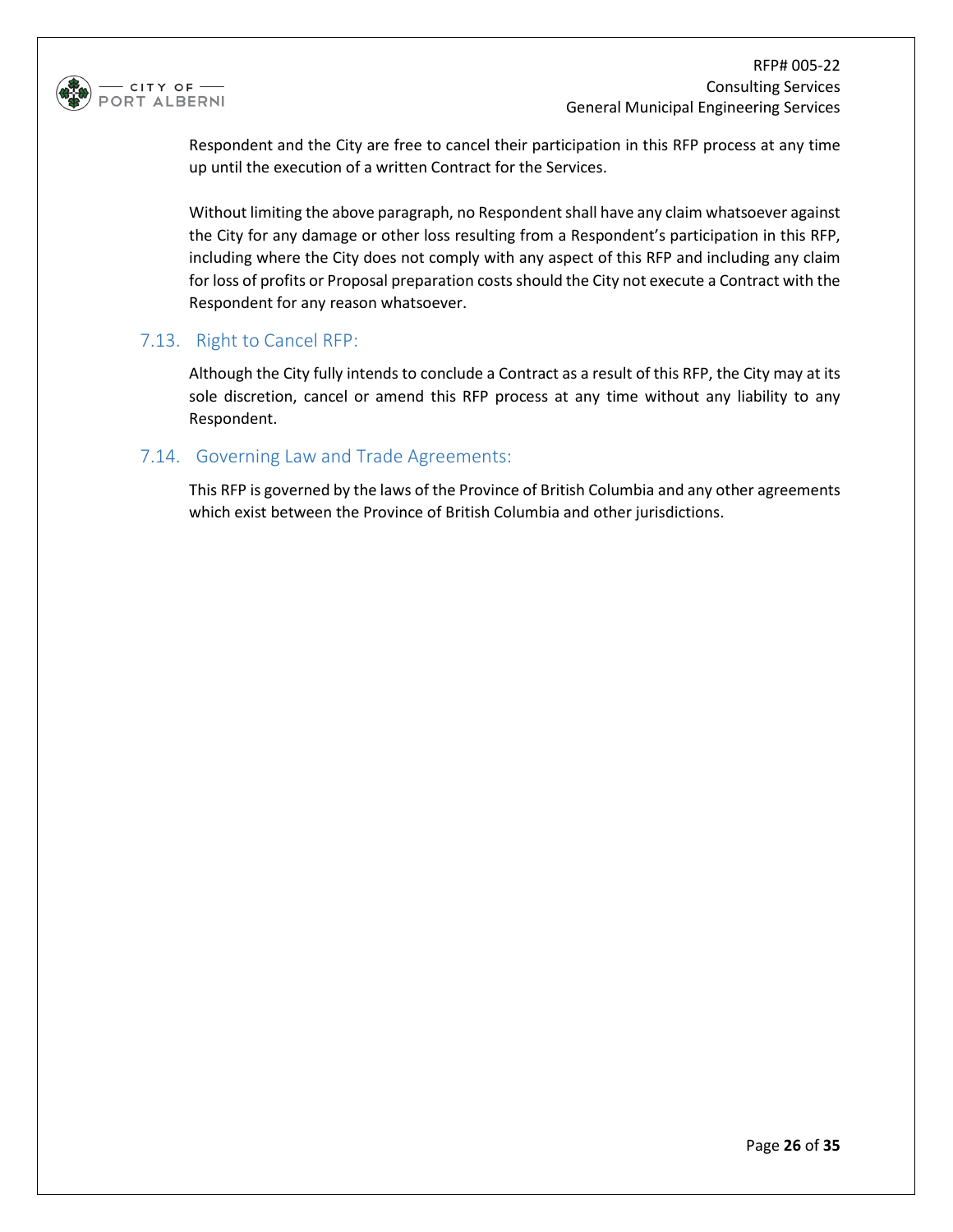Respondent and the City are free to cancel their participation in this RFP process at any time up until the execution of a written Contract for the Services.

Without limiting the above paragraph, no Respondent shall have any claim whatsoever against the City for any damage or other loss resulting from a Respondent's participation in this RFP, including where the City does not comply with any aspect of this RFP and including any claim for loss of profits or Proposal preparation costs should the City not execute a Contract with the Respondent for any reason whatsoever.

## 7.13. Right to Cancel RFP:

Although the City fully intends to conclude a Contract as a result of this RFP, the City may at its sole discretion, cancel or amend this RFP process at any time without any liability to any Respondent.

## 7.14. Governing Law and Trade Agreements:

This RFP is governed by the laws of the Province of British Columbia and any other agreements which exist between the Province of British Columbia and other jurisdictions.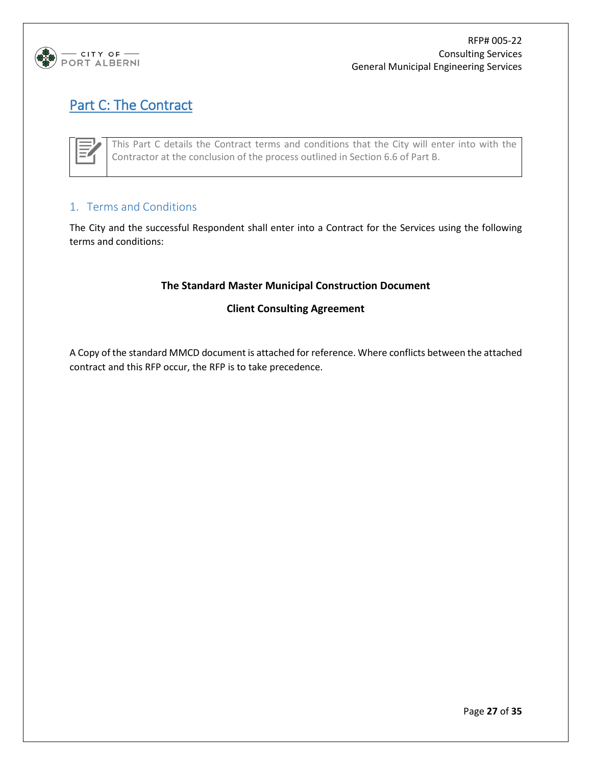# Part C: The Contract

This Part C details the Contract terms and conditions that the City will enter into with the Contractor at the conclusion of the process outlined in Section 6.6 of Part B.

## 1. Terms and Conditions

The City and the successful Respondent shall enter into a Contract for the Services using the following terms and conditions:

**The Standard Master Municipal Construction Document**

**Client Consulting Agreement**

A Copy of the standard MMCD document is attached for reference. Where conflicts between the attached contract and this RFP occur, the RFP is to take precedence.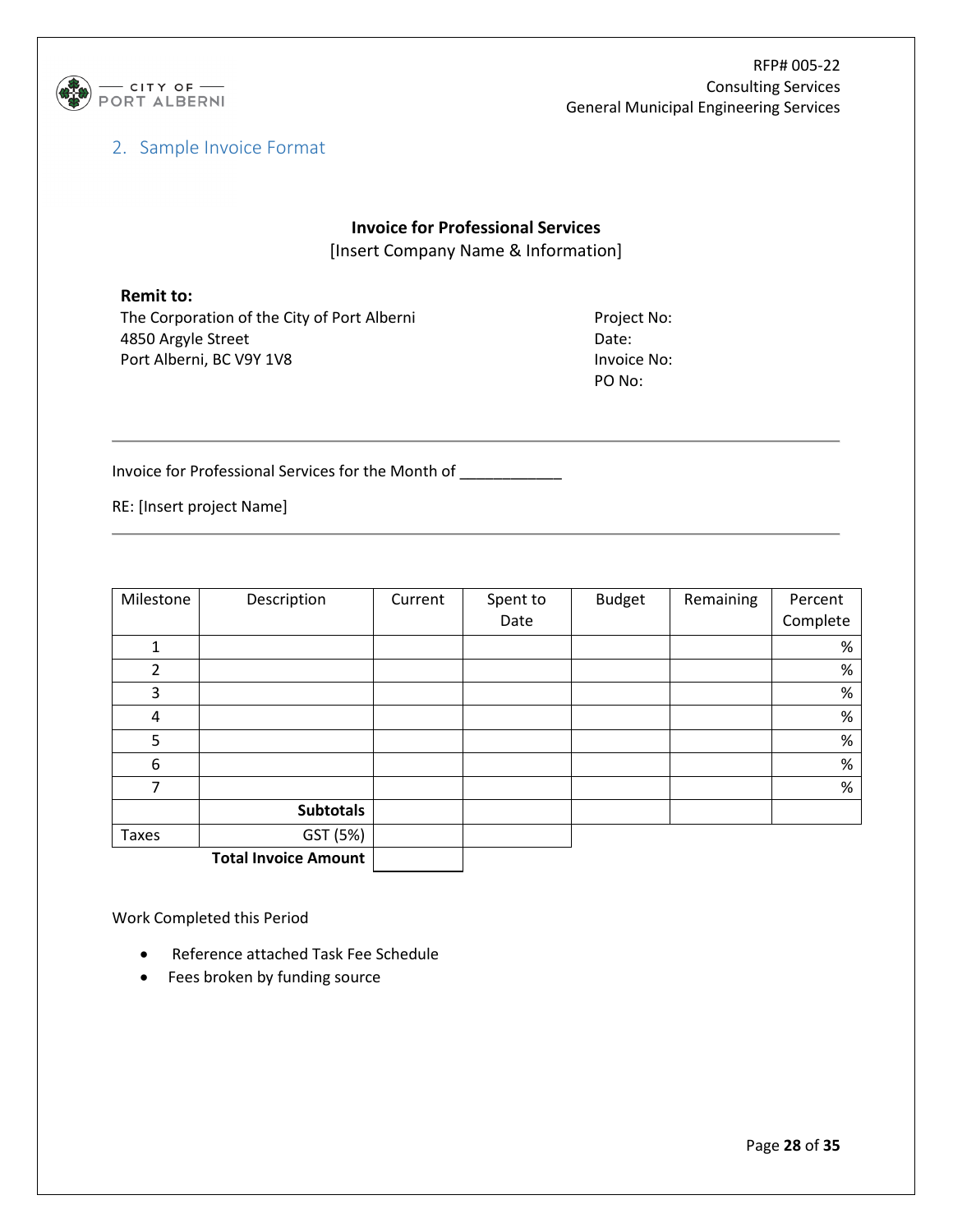## 2. Sample Invoice Format

**Invoice for Professional Services**
[Insert Company Name & Information]

**Remit to:**
The Corporation of the City of Port Alberni
4850 Argyle Street
Port Alberni, BC V9Y 1V8

Project No:
Date:
Invoice No:
PO No:

---

Invoice for Professional Services for the Month of ____________

RE: [Insert project Name]

---

| Milestone | Description | Current | Spent to Date | Budget | Remaining | Percent Complete |
|---|---|---|---|---|---|---|
| 1 | | | | | | % |
| 2 | | | | | | % |
| 3 | | | | | | % |
| 4 | | | | | | % |
| 5 | | | | | | % |
| 6 | | | | | | % |
| 7 | | | | | | % |
| | **Subtotals** | | | | | |
| Taxes | GST (5%) | | | | | |
| | **Total Invoice Amount** | | | | | |

Work Completed this Period

- Reference attached Task Fee Schedule
- Fees broken by funding source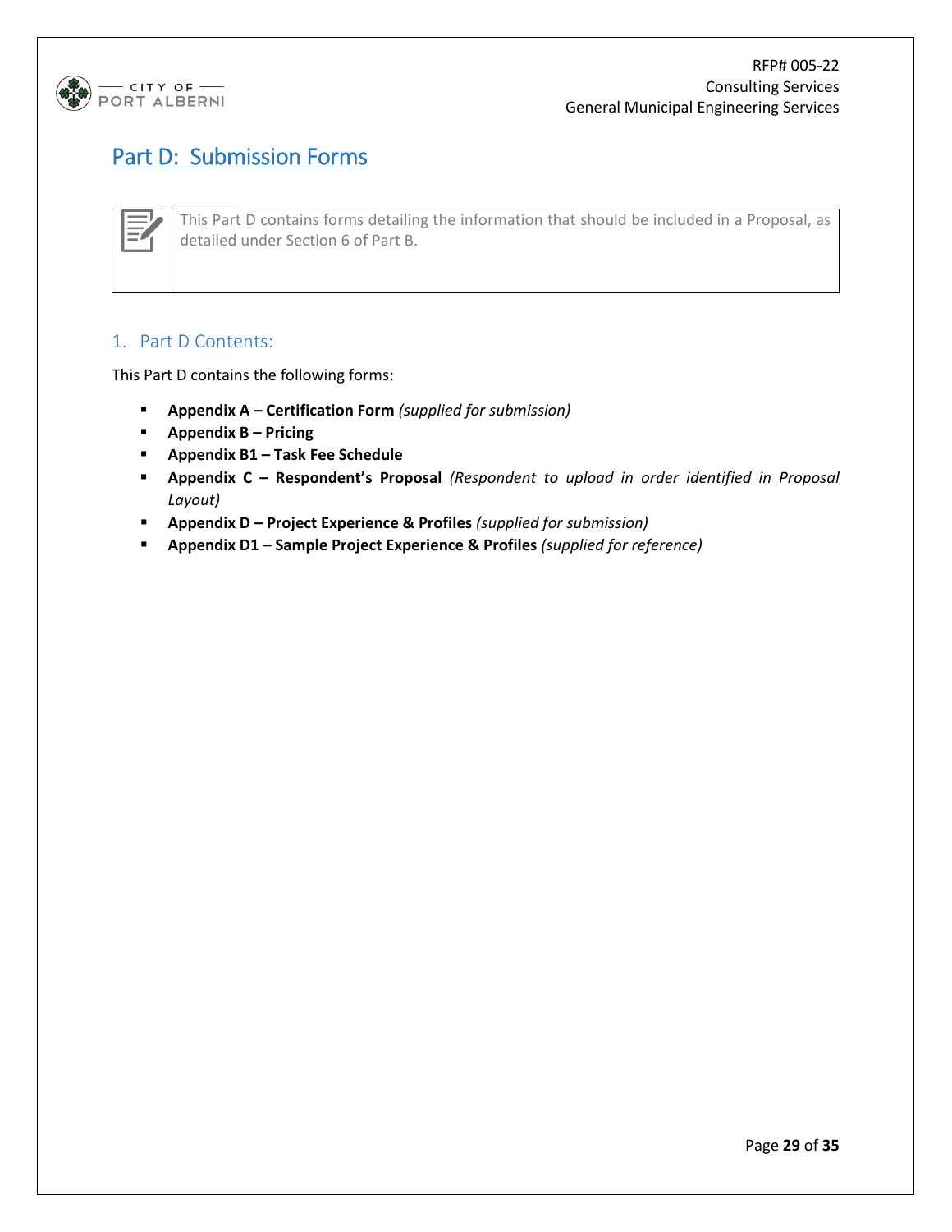# Part D: Submission Forms

This Part D contains forms detailing the information that should be included in a Proposal, as detailed under Section 6 of Part B.

## 1. Part D Contents:

This Part D contains the following forms:

- **Appendix A – Certification Form** *(supplied for submission)*
- **Appendix B – Pricing**
- **Appendix B1 – Task Fee Schedule**
- **Appendix C – Respondent's Proposal** *(Respondent to upload in order identified in Proposal Layout)*
- **Appendix D – Project Experience & Profiles** *(supplied for submission)*
- **Appendix D1 – Sample Project Experience & Profiles** *(supplied for reference)*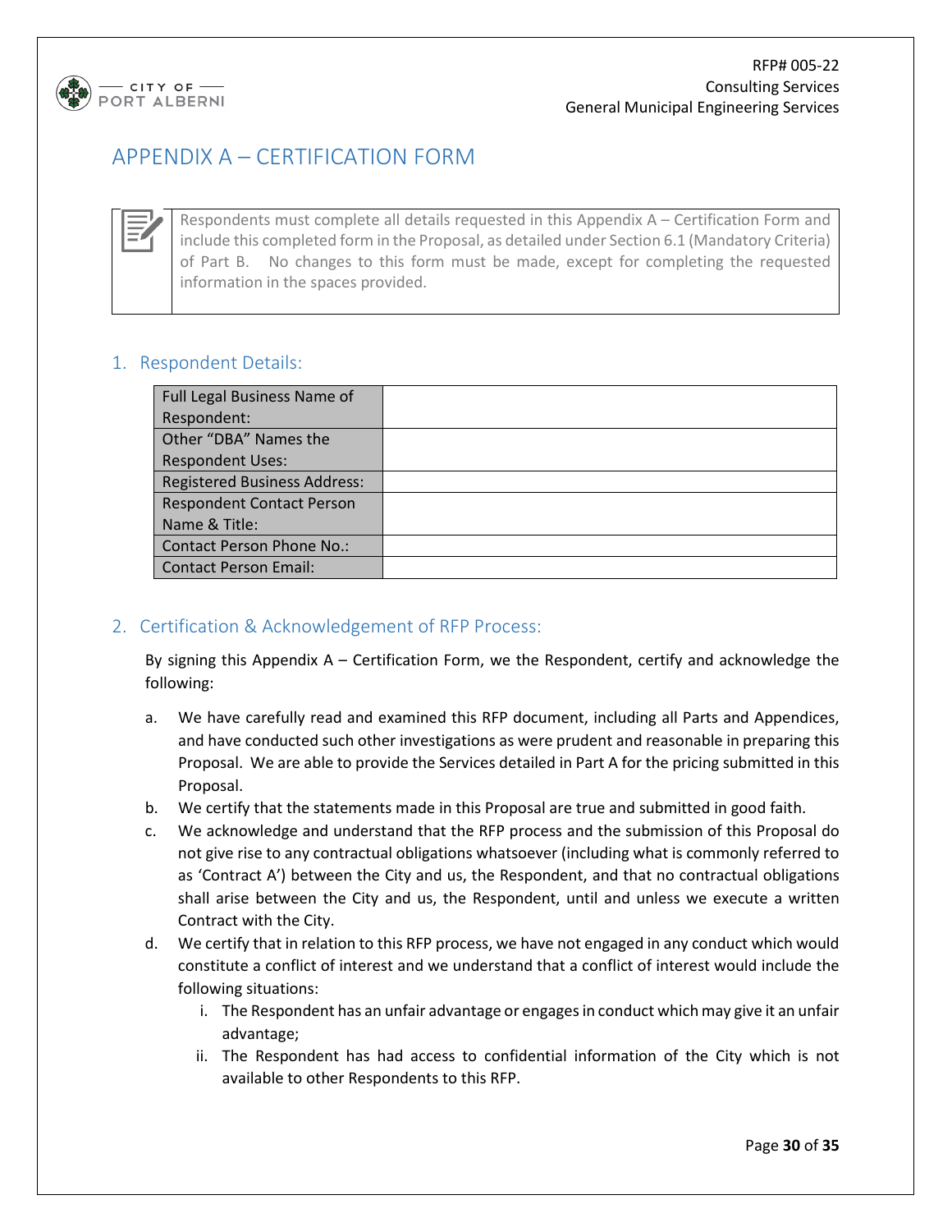# APPENDIX A – CERTIFICATION FORM

Respondents must complete all details requested in this Appendix A – Certification Form and include this completed form in the Proposal, as detailed under Section 6.1 (Mandatory Criteria) of Part B. No changes to this form must be made, except for completing the requested information in the spaces provided.

## 1. Respondent Details:

| Full Legal Business Name of Respondent: | |
|---|---|
| Other "DBA" Names the Respondent Uses: | |
| Registered Business Address: | |
| Respondent Contact Person Name & Title: | |
| Contact Person Phone No.: | |
| Contact Person Email: | |

## 2. Certification & Acknowledgement of RFP Process:

By signing this Appendix A – Certification Form, we the Respondent, certify and acknowledge the following:

a. We have carefully read and examined this RFP document, including all Parts and Appendices, and have conducted such other investigations as were prudent and reasonable in preparing this Proposal. We are able to provide the Services detailed in Part A for the pricing submitted in this Proposal.

b. We certify that the statements made in this Proposal are true and submitted in good faith.

c. We acknowledge and understand that the RFP process and the submission of this Proposal do not give rise to any contractual obligations whatsoever (including what is commonly referred to as 'Contract A') between the City and us, the Respondent, and that no contractual obligations shall arise between the City and us, the Respondent, until and unless we execute a written Contract with the City.

d. We certify that in relation to this RFP process, we have not engaged in any conduct which would constitute a conflict of interest and we understand that a conflict of interest would include the following situations:

   i. The Respondent has an unfair advantage or engages in conduct which may give it an unfair advantage;

   ii. The Respondent has had access to confidential information of the City which is not available to other Respondents to this RFP.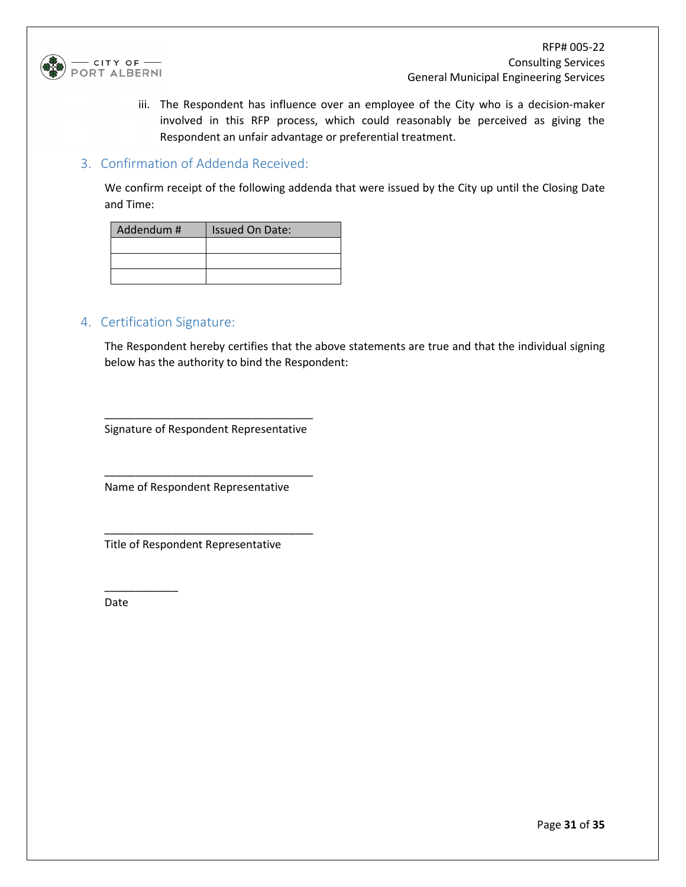iii. The Respondent has influence over an employee of the City who is a decision-maker involved in this RFP process, which could reasonably be perceived as giving the Respondent an unfair advantage or preferential treatment.

## 3. Confirmation of Addenda Received:

We confirm receipt of the following addenda that were issued by the City up until the Closing Date and Time:

| Addendum # | Issued On Date: |
| --- | --- |
| | |
| | |
| | |

## 4. Certification Signature:

The Respondent hereby certifies that the above statements are true and that the individual signing below has the authority to bind the Respondent:

___________________________________
Signature of Respondent Representative

___________________________________
Name of Respondent Representative

___________________________________
Title of Respondent Representative

____________
Date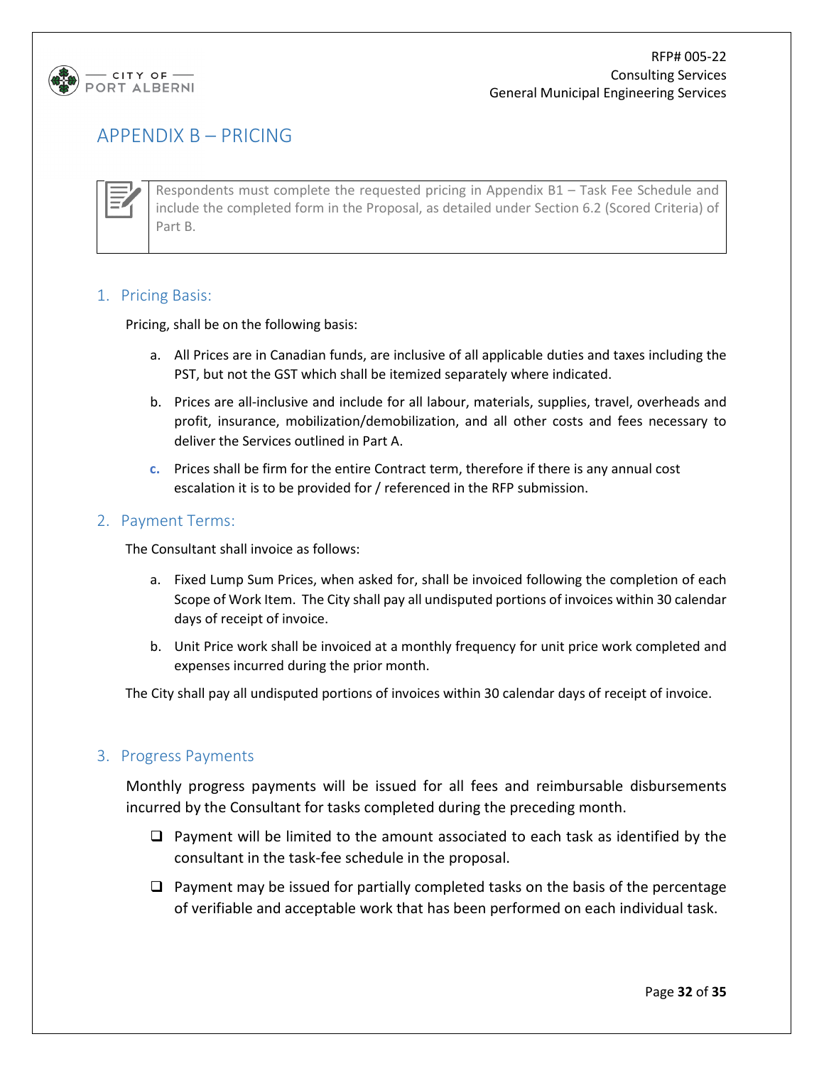# APPENDIX B – PRICING

Respondents must complete the requested pricing in Appendix B1 – Task Fee Schedule and include the completed form in the Proposal, as detailed under Section 6.2 (Scored Criteria) of Part B.

## 1. Pricing Basis:

Pricing, shall be on the following basis:

a. All Prices are in Canadian funds, are inclusive of all applicable duties and taxes including the PST, but not the GST which shall be itemized separately where indicated.

b. Prices are all-inclusive and include for all labour, materials, supplies, travel, overheads and profit, insurance, mobilization/demobilization, and all other costs and fees necessary to deliver the Services outlined in Part A.

c. Prices shall be firm for the entire Contract term, therefore if there is any annual cost escalation it is to be provided for / referenced in the RFP submission.

## 2. Payment Terms:

The Consultant shall invoice as follows:

a. Fixed Lump Sum Prices, when asked for, shall be invoiced following the completion of each Scope of Work Item. The City shall pay all undisputed portions of invoices within 30 calendar days of receipt of invoice.

b. Unit Price work shall be invoiced at a monthly frequency for unit price work completed and expenses incurred during the prior month.

The City shall pay all undisputed portions of invoices within 30 calendar days of receipt of invoice.

## 3. Progress Payments

Monthly progress payments will be issued for all fees and reimbursable disbursements incurred by the Consultant for tasks completed during the preceding month.

- ❑ Payment will be limited to the amount associated to each task as identified by the consultant in the task-fee schedule in the proposal.
- ❑ Payment may be issued for partially completed tasks on the basis of the percentage of verifiable and acceptable work that has been performed on each individual task.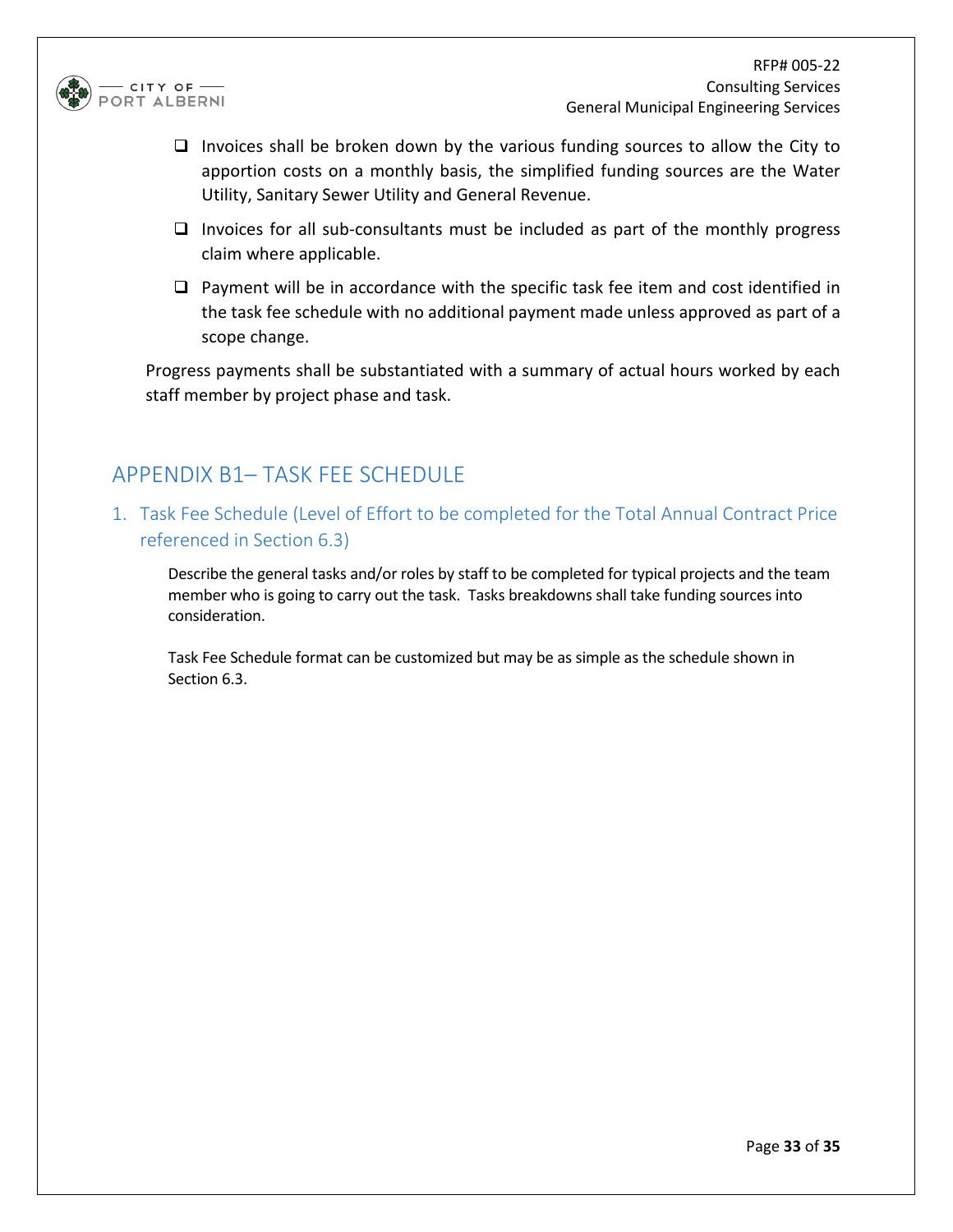- ☐ Invoices shall be broken down by the various funding sources to allow the City to apportion costs on a monthly basis, the simplified funding sources are the Water Utility, Sanitary Sewer Utility and General Revenue.
- ☐ Invoices for all sub-consultants must be included as part of the monthly progress claim where applicable.
- ☐ Payment will be in accordance with the specific task fee item and cost identified in the task fee schedule with no additional payment made unless approved as part of a scope change.

Progress payments shall be substantiated with a summary of actual hours worked by each staff member by project phase and task.

## APPENDIX B1– TASK FEE SCHEDULE

### 1. Task Fee Schedule (Level of Effort to be completed for the Total Annual Contract Price referenced in Section 6.3)

Describe the general tasks and/or roles by staff to be completed for typical projects and the team member who is going to carry out the task. Tasks breakdowns shall take funding sources into consideration.

Task Fee Schedule format can be customized but may be as simple as the schedule shown in Section 6.3.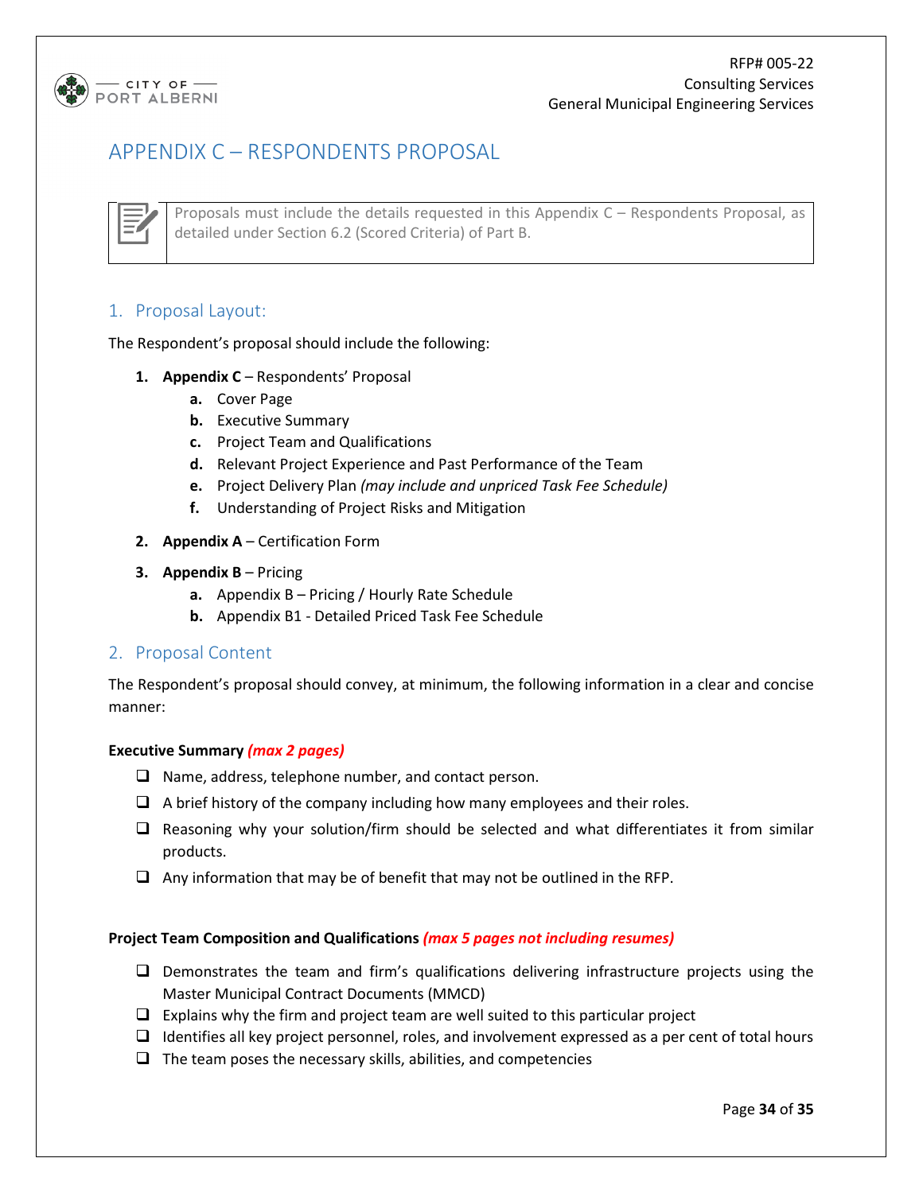# APPENDIX C – RESPONDENTS PROPOSAL

Proposals must include the details requested in this Appendix C – Respondents Proposal, as detailed under Section 6.2 (Scored Criteria) of Part B.

## 1. Proposal Layout:

The Respondent's proposal should include the following:

1. **Appendix C** – Respondents' Proposal
   - **a.** Cover Page
   - **b.** Executive Summary
   - **c.** Project Team and Qualifications
   - **d.** Relevant Project Experience and Past Performance of the Team
   - **e.** Project Delivery Plan *(may include and unpriced Task Fee Schedule)*
   - **f.** Understanding of Project Risks and Mitigation
2. **Appendix A** – Certification Form
3. **Appendix B** – Pricing
   - **a.** Appendix B – Pricing / Hourly Rate Schedule
   - **b.** Appendix B1 - Detailed Priced Task Fee Schedule

## 2. Proposal Content

The Respondent's proposal should convey, at minimum, the following information in a clear and concise manner:

**Executive Summary** ***(max 2 pages)***

- ❑ Name, address, telephone number, and contact person.
- ❑ A brief history of the company including how many employees and their roles.
- ❑ Reasoning why your solution/firm should be selected and what differentiates it from similar products.
- ❑ Any information that may be of benefit that may not be outlined in the RFP.

**Project Team Composition and Qualifications** ***(max 5 pages not including resumes)***

- ❑ Demonstrates the team and firm's qualifications delivering infrastructure projects using the Master Municipal Contract Documents (MMCD)
- ❑ Explains why the firm and project team are well suited to this particular project
- ❑ Identifies all key project personnel, roles, and involvement expressed as a per cent of total hours
- ❑ The team poses the necessary skills, abilities, and competencies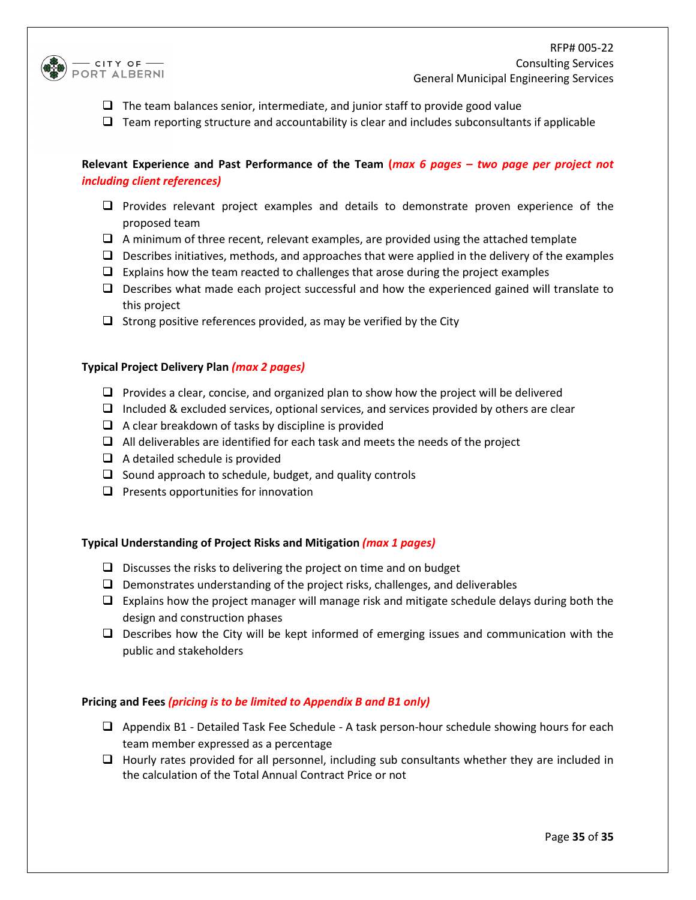- ❑ The team balances senior, intermediate, and junior staff to provide good value
- ❑ Team reporting structure and accountability is clear and includes subconsultants if applicable

**Relevant Experience and Past Performance of the Team** ***(max 6 pages – two page per project not including client references)***

- ❑ Provides relevant project examples and details to demonstrate proven experience of the proposed team
- ❑ A minimum of three recent, relevant examples, are provided using the attached template
- ❑ Describes initiatives, methods, and approaches that were applied in the delivery of the examples
- ❑ Explains how the team reacted to challenges that arose during the project examples
- ❑ Describes what made each project successful and how the experienced gained will translate to this project
- ❑ Strong positive references provided, as may be verified by the City

**Typical Project Delivery Plan** ***(max 2 pages)***

- ❑ Provides a clear, concise, and organized plan to show how the project will be delivered
- ❑ Included & excluded services, optional services, and services provided by others are clear
- ❑ A clear breakdown of tasks by discipline is provided
- ❑ All deliverables are identified for each task and meets the needs of the project
- ❑ A detailed schedule is provided
- ❑ Sound approach to schedule, budget, and quality controls
- ❑ Presents opportunities for innovation

**Typical Understanding of Project Risks and Mitigation** ***(max 1 pages)***

- ❑ Discusses the risks to delivering the project on time and on budget
- ❑ Demonstrates understanding of the project risks, challenges, and deliverables
- ❑ Explains how the project manager will manage risk and mitigate schedule delays during both the design and construction phases
- ❑ Describes how the City will be kept informed of emerging issues and communication with the public and stakeholders

**Pricing and Fees** ***(pricing is to be limited to Appendix B and B1 only)***

- ❑ Appendix B1 - Detailed Task Fee Schedule - A task person-hour schedule showing hours for each team member expressed as a percentage
- ❑ Hourly rates provided for all personnel, including sub consultants whether they are included in the calculation of the Total Annual Contract Price or not